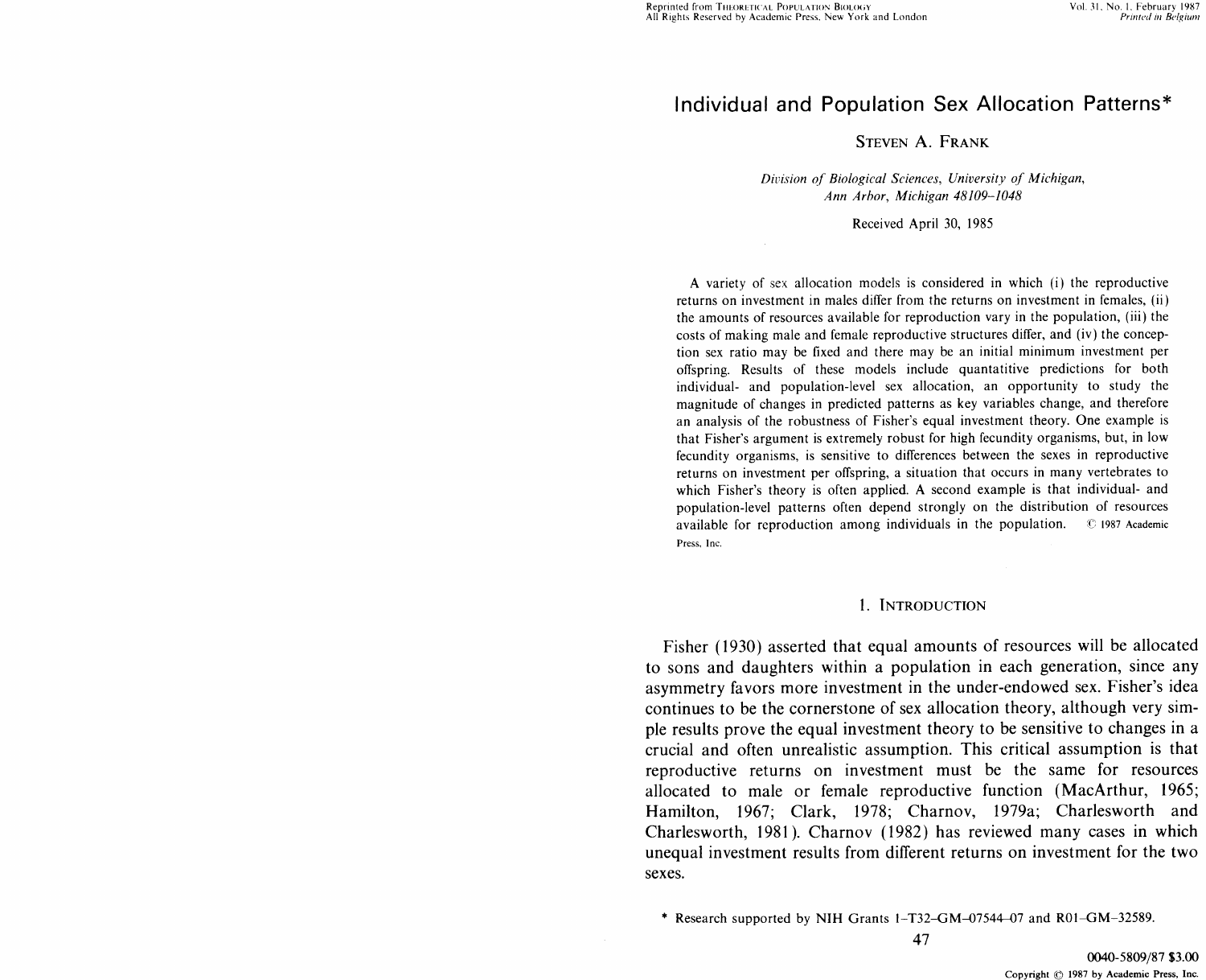# Individual and Population Sex Allocation Patterns*

STEVEN A. FRANK

*Division of Biological Sciences, University of Michigan, Ann Arbor, Michigan 48109–1048*

Received April 30, 1985

A variety of sex allocation models is considered in which (i) the reproductive returns on investment in males differ from the returns on investment in females, (ii) the amounts of resources available for reproduction vary in the population, (iii) the costs of making male and female reproductive structures differ, and (iv) the conception sex ratio may be fixed and there may be an initial minimum investment per offspring. Results of these models include quantitative predictions for both individual- and population-level sex allocation, an opportunity to study the magnitude of changes in predicted patterns as key variables change, and therefore an analysis of the robustness of Fisher's equal investment theory. One example is that Fisher's argument is extremely robust for high fecundity organisms, but, in low fecundity organisms, is sensitive to differences between the sexes in reproductive returns on investment per offspring, a situation that occurs in many vertebrates to which Fisher's theory is often applied. A second example is that individual- and population-level patterns often depend strongly on the distribution of resources available for reproduction among individuals in the population. © 1987 Academic Press, Inc.

## 1. INTRODUCTION

Fisher (1930) asserted that equal amounts of resources will be allocated to sons and daughters within a population in each generation, since any asymmetry favors more investment in the under-endowed sex. Fisher's idea continues to be the cornerstone of sex allocation theory, although very simple results prove the equal investment theory to be sensitive to changes in a crucial and often unrealistic assumption. This critical assumption is that reproductive returns on investment must be the same for resources allocated to male or female reproductive function (MacArthur, 1965; Hamilton, 1967; Clark, 1978; Charnov, 1979a; Charlesworth and Charlesworth, 1981). Charnov (1982) has reviewed many cases in which unequal investment results from different returns on investment for the two sexes.

* Research supported by NIH Grants 1-T32-GM-07544-07 and R01-GM-32589.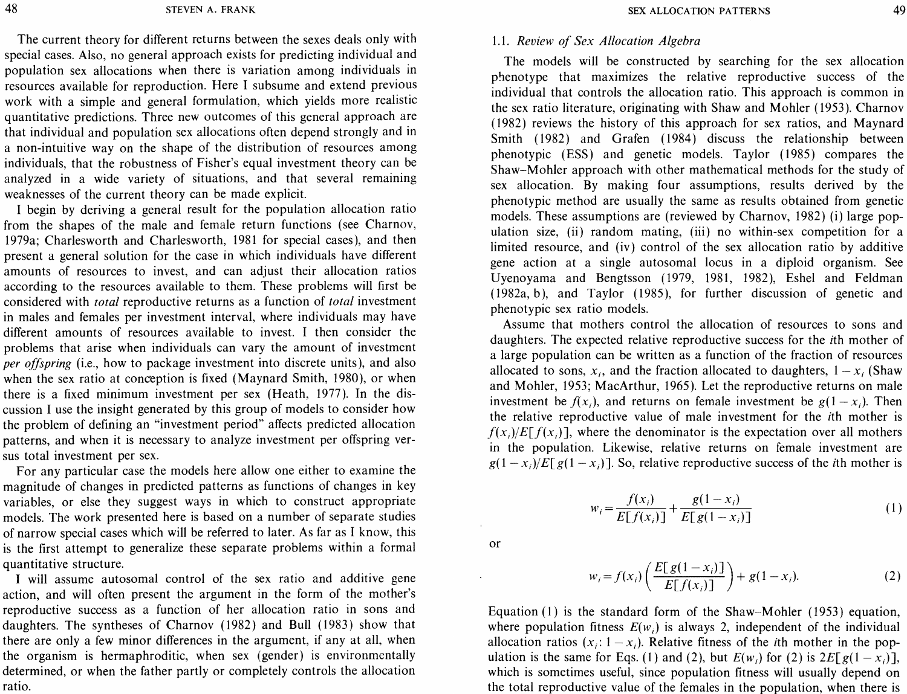The current theory for different returns between the sexes deals only with special cases. Also, no general approach exists for predicting individual and population sex allocations when there is variation among individuals in resources available for reproduction. Here I subsume and extend previous work with a simple and general formulation, which yields more realistic quantitative predictions. Three new outcomes of this general approach are that individual and population sex allocations often depend strongly and in a non-intuitive way on the shape of the distribution of resources among individuals, that the robustness of Fisher's equal investment theory can be analyzed in a wide variety of situations, and that several remaining weaknesses of the current theory can be made explicit.

I begin by deriving a general result for the population allocation ratio from the shapes of the male and female return functions (see Charnov, 1979a; Charlesworth and Charlesworth, 1981 for special cases), and then present a general solution for the case in which individuals have different amounts of resources to invest, and can adjust their allocation ratios according to the resources available to them. These problems will first be considered with *total* reproductive returns as a function of *total* investment in males and females per investment interval, where individuals may have different amounts of resources available to invest. I then consider the problems that arise when individuals can vary the amount of investment *per offspring* (i.e., how to package investment into discrete units), and also when the sex ratio at conception is fixed (Maynard Smith, 1980), or when there is a fixed minimum investment per sex (Heath, 1977). In the discussion I use the insight generated by this group of models to consider how the problem of defining an "investment period" affects predicted allocation patterns, and when it is necessary to analyze investment per offspring versus total investment per sex.

For any particular case the models here allow one either to examine the magnitude of changes in predicted patterns as functions of changes in key variables, or else they suggest ways in which to construct appropriate models. The work presented here is based on a number of separate studies of narrow special cases which will be referred to later. As far as I know, this is the first attempt to generalize these separate problems within a formal quantitative structure.

I will assume autosomal control of the sex ratio and additive gene action, and will often present the argument in the form of the mother's reproductive success as a function of her allocation ratio in sons and daughters. The syntheses of Charnov (1982) and Bull (1983) show that there are only a few minor differences in the argument, if any at all, when the organism is hermaphroditic, when sex (gender) is environmentally determined, or when the father partly or completely controls the allocation ratio.

### 1.1. *Review of Sex Allocation Algebra*

The models will be constructed by searching for the sex allocation phenotype that maximizes the relative reproductive success of the individual that controls the allocation ratio. This approach is common in the sex ratio literature, originating with Shaw and Mohler (1953). Charnov (1982) reviews the history of this approach for sex ratios, and Maynard Smith (1982) and Grafen (1984) discuss the relationship between phenotypic (ESS) and genetic models. Taylor (1985) compares the Shaw–Mohler approach with other mathematical methods for the study of sex allocation. By making four assumptions, results derived by the phenotypic method are usually the same as results obtained from genetic models. These assumptions are (reviewed by Charnov, 1982) (i) large population size, (ii) random mating, (iii) no within-sex competition for a limited resource, and (iv) control of the sex allocation ratio by additive gene action at a single autosomal locus in a diploid organism. See Uyenoyama and Bengtsson (1979, 1981, 1982), Eshel and Feldman (1982a, b), and Taylor (1985), for further discussion of genetic and phenotypic sex ratio models.

Assume that mothers control the allocation of resources to sons and daughters. The expected relative reproductive success for the $i$th mother of a large population can be written as a function of the fraction of resources allocated to sons, $x_i$, and the fraction allocated to daughters, $1 - x_i$ (Shaw and Mohler, 1953; MacArthur, 1965). Let the reproductive returns on male investment be $f(x_i)$, and returns on female investment be $g(1 - x_i)$. Then the relative reproductive value of male investment for the $i$th mother is $f(x_i)/E[f(x_i)]$, where the denominator is the expectation over all mothers in the population. Likewise, relative returns on female investment are $g(1 - x_i)/E[g(1 - x_i)]$. So, relative reproductive success of the $i$th mother is

$$w_i = \frac{f(x_i)}{E[f(x_i)]} + \frac{g(1 - x_i)}{E[g(1 - x_i)]} \tag{1}$$

or

$$w_i = f(x_i)\left(\frac{E[g(1 - x_i)]}{E[f(x_i)]}\right) + g(1 - x_i). \tag{2}$$

Equation (1) is the standard form of the Shaw–Mohler (1953) equation, where population fitness $E(w_i)$ is always 2, independent of the individual allocation ratios $(x_i \colon 1 - x_i)$. Relative fitness of the $i$th mother in the population is the same for Eqs. (1) and (2), but $E(w_i)$ for (2) is $2E[g(1 - x_i)]$, which is sometimes useful, since population fitness will usually depend on the total reproductive value of the females in the population, when there is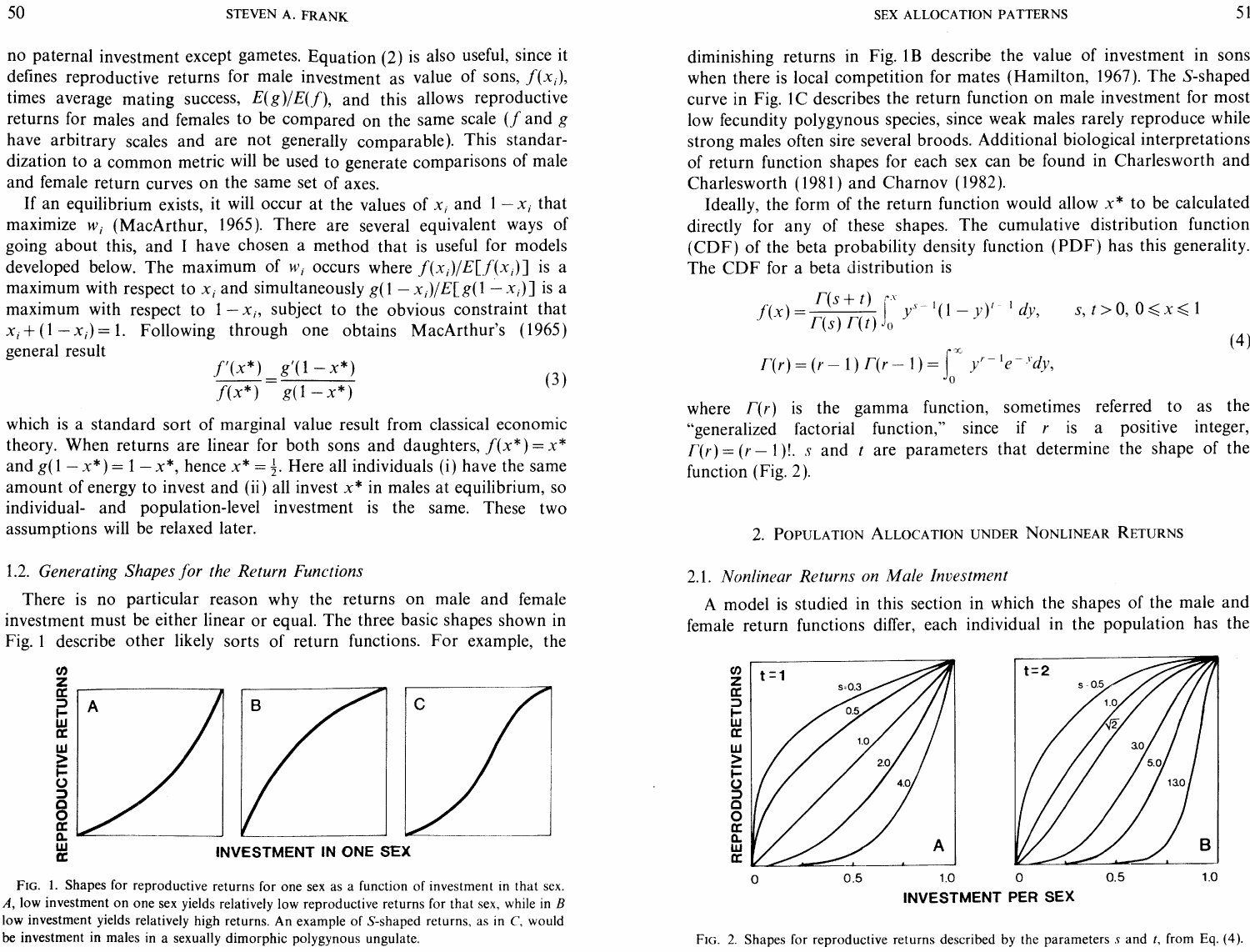no paternal investment except gametes. Equation (2) is also useful, since it defines reproductive returns for male investment as value of sons, $f(x_i)$, times average mating success, $E(g)/E(f)$, and this allows reproductive returns for males and females to be compared on the same scale ($f$ and $g$ have arbitrary scales and are not generally comparable). This standardization to a common metric will be used to generate comparisons of male and female return curves on the same set of axes.

If an equilibrium exists, it will occur at the values of $x_i$ and $1-x_i$ that maximize $w_i$ (MacArthur, 1965). There are several equivalent ways of going about this, and I have chosen a method that is useful for models developed below. The maximum of $w_i$ occurs where $f(x_i)/E[f(x_i)]$ is a maximum with respect to $x_i$ and simultaneously $g(1-x_i)/E[g(1-x_i)]$ is a maximum with respect to $1-x_i$, subject to the obvious constraint that $x_i+(1-x_i)=1$. Following through one obtains MacArthur's (1965) general result

$$\frac{f'(x^*)}{f(x^*)}=\frac{g'(1-x^*)}{g(1-x^*)} \tag{3}$$

which is a standard sort of marginal value result from classical economic theory. When returns are linear for both sons and daughters, $f(x^*)=x^*$ and $g(1-x^*)=1-x^*$, hence $x^*=\frac{1}{2}$. Here all individuals (i) have the same amount of energy to invest and (ii) all invest $x^*$ in males at equilibrium, so individual- and population-level investment is the same. These two assumptions will be relaxed later.

### 1.2. *Generating Shapes for the Return Functions*

There is no particular reason why the returns on male and female investment must be either linear or equal. The three basic shapes shown in Fig. 1 describe other likely sorts of return functions. For example, the diminishing returns in Fig. 1B describe the value of investment in sons when there is local competition for mates (Hamilton, 1967). The *S*-shaped curve in Fig. 1C describes the return function on male investment for most low fecundity polygynous species, since weak males rarely reproduce while strong males often sire several broods. Additional biological interpretations of return function shapes for each sex can be found in Charlesworth and Charlesworth (1981) and Charnov (1982).

FIG. 1. Shapes for reproductive returns for one sex as a function of investment in that sex. *A*, low investment on one sex yields relatively low reproductive returns for that sex, while in *B* low investment yields relatively high returns. An example of *S*-shaped returns, as in *C*, would be investment in males in a sexually dimorphic polygynous ungulate.

Ideally, the form of the return function would allow $x^*$ to be calculated directly for any of these shapes. The cumulative distribution function (CDF) of the beta probability density function (PDF) has this generality. The CDF for a beta distribution is

$$f(x)=\frac{\Gamma(s+t)}{\Gamma(s)\,\Gamma(t)}\int_0^x y^{s-1}(1-y)^{t-1}\,dy, \qquad s,t>0,\ 0\leqslant x\leqslant 1$$
$$\Gamma(r)=(r-1)\,\Gamma(r-1)=\int_0^{\infty} y^{r-1}e^{-y}dy, \tag{4}$$

where $\Gamma(r)$ is the gamma function, sometimes referred to as the "generalized factorial function," since if $r$ is a positive integer, $\Gamma(r)=(r-1)!$. $s$ and $t$ are parameters that determine the shape of the function (Fig. 2).

## 2. Population Allocation under Nonlinear Returns

### 2.1. *Nonlinear Returns on Male Investment*

A model is studied in this section in which the shapes of the male and female return functions differ, each individual in the population has the

FIG. 2. Shapes for reproductive returns described by the parameters $s$ and $t$, from Eq. (4).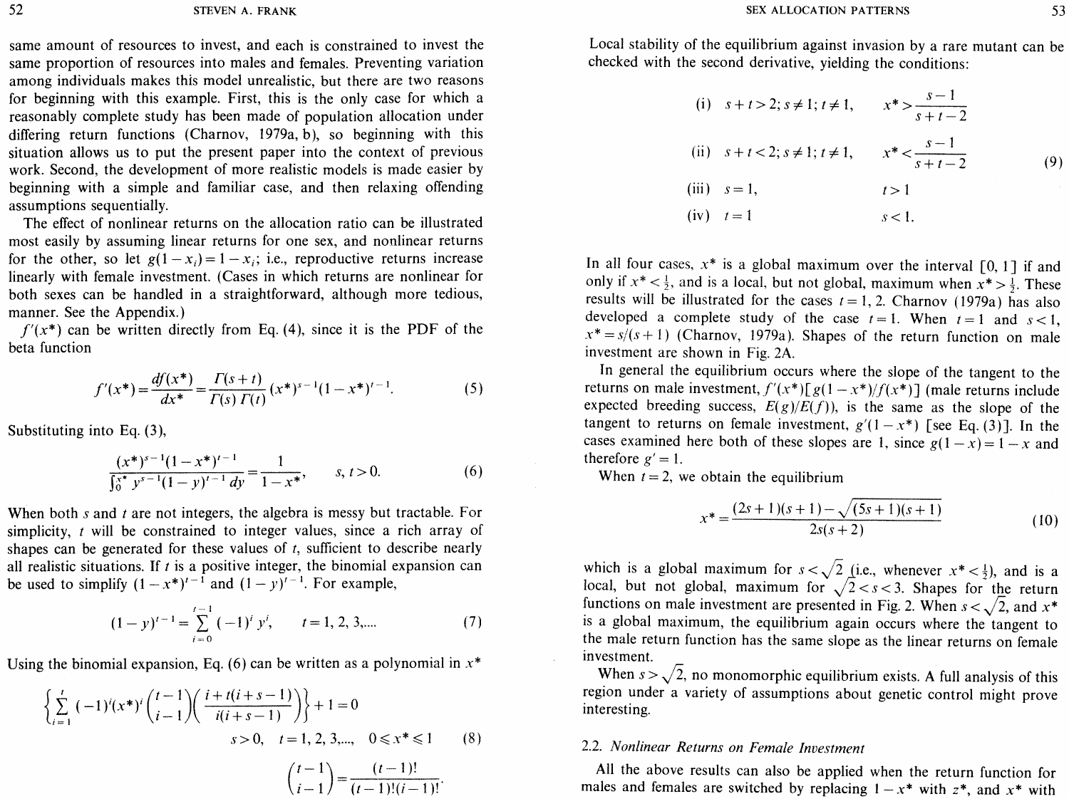same amount of resources to invest, and each is constrained to invest the same proportion of resources into males and females. Preventing variation among individuals makes this model unrealistic, but there are two reasons for beginning with this example. First, this is the only case for which a reasonably complete study has been made of population allocation under differing return functions (Charnov, 1979a, b), so beginning with this situation allows us to put the present paper into the context of previous work. Second, the development of more realistic models is made easier by beginning with a simple and familiar case, and then relaxing offending assumptions sequentially.

The effect of nonlinear returns on the allocation ratio can be illustrated most easily by assuming linear returns for one sex, and nonlinear returns for the other, so let $g(1-x_i)=1-x_i$; i.e., reproductive returns increase linearly with female investment. (Cases in which returns are nonlinear for both sexes can be handled in a straightforward, although more tedious, manner. See the Appendix.)

$f'(x^*)$ can be written directly from Eq. (4), since it is the PDF of the beta function

$$f'(x^*)=\frac{df(x^*)}{dx^*}=\frac{\Gamma(s+t)}{\Gamma(s)\,\Gamma(t)}(x^*)^{s-1}(1-x^*)^{t-1}. \tag{5}$$

Substituting into Eq. (3),

$$\frac{(x^*)^{s-1}(1-x^*)^{t-1}}{\int_0^{x^*} y^{s-1}(1-y)^{t-1}\,dy}=\frac{1}{1-x^*}, \qquad s, t>0. \tag{6}$$

When both $s$ and $t$ are not integers, the algebra is messy but tractable. For simplicity, $t$ will be constrained to integer values, since a rich array of shapes can be generated for these values of $t$, sufficient to describe nearly all realistic situations. If $t$ is a positive integer, the binomial expansion can be used to simplify $(1-x^*)^{t-1}$ and $(1-y)^{t-1}$. For example,

$$(1-y)^{t-1}=\sum_{i=0}^{t-1}(-1)^i y^i, \qquad t=1, 2, 3,.... \tag{7}$$

Using the binomial expansion, Eq. (6) can be written as a polynomial in $x^*$

$$\left\{\sum_{i=1}^{t}(-1)^i(x^*)^i\binom{t-1}{i-1}\left(\frac{i+t(i+s-1)}{i(i+s-1)}\right)\right\}+1=0$$

$$s>0, \quad t=1, 2, 3,..., \quad 0\leqslant x^*\leqslant 1 \tag{8}$$

$$\binom{t-1}{i-1}=\frac{(t-1)!}{(t-1)!(i-1)!}.$$

Local stability of the equilibrium against invasion by a rare mutant can be checked with the second derivative, yielding the conditions:

$$\begin{array}{lll}
\text{(i)} & s+t>2; s\neq 1; t\neq 1, & x^*>\dfrac{s-1}{s+t-2} \\
\text{(ii)} & s+t<2; s\neq 1; t\neq 1, & x^*<\dfrac{s-1}{s+t-2} \\
\text{(iii)} & s=1, & t>1 \\
\text{(iv)} & t=1 & s<1.
\end{array} \tag{9}$$

In all four cases, $x^*$ is a global maximum over the interval $[0, 1]$ if and only if $x^*<\frac{1}{2}$, and is a local, but not global, maximum when $x^*>\frac{1}{2}$. These results will be illustrated for the cases $t=1, 2$. Charnov (1979a) has also developed a complete study of the case $t=1$. When $t=1$ and $s<1$, $x^*=s/(s+1)$ (Charnov, 1979a). Shapes of the return function on male investment are shown in Fig. 2A.

In general the equilibrium occurs where the slope of the tangent to the returns on male investment, $f'(x^*)[g(1-x^*)/f(x^*)]$ (male returns include expected breeding success, $E(g)/E(f)$), is the same as the slope of the tangent to returns on female investment, $g'(1-x^*)$ [see Eq. (3)]. In the cases examined here both of these slopes are 1, since $g(1-x)=1-x$ and therefore $g'=1$.

When $t=2$, we obtain the equilibrium

$$x^*=\frac{(2s+1)(s+1)-\sqrt{(5s+1)(s+1)}}{2s(s+2)} \tag{10}$$

which is a global maximum for $s<\sqrt{2}$ (i.e., whenever $x^*<\frac{1}{2}$), and is a local, but not global, maximum for $\sqrt{2}<s<3$. Shapes for the return functions on male investment are presented in Fig. 2. When $s<\sqrt{2}$, and $x^*$ is a global maximum, the equilibrium again occurs where the tangent to the male return function has the same slope as the linear returns on female investment.

When $s>\sqrt{2}$, no monomorphic equilibrium exists. A full analysis of this region under a variety of assumptions about genetic control might prove interesting.

### 2.2. *Nonlinear Returns on Female Investment*

All the above results can also be applied when the return function for males and females are switched by replacing $1-x^*$ with $z^*$, and $x^*$ with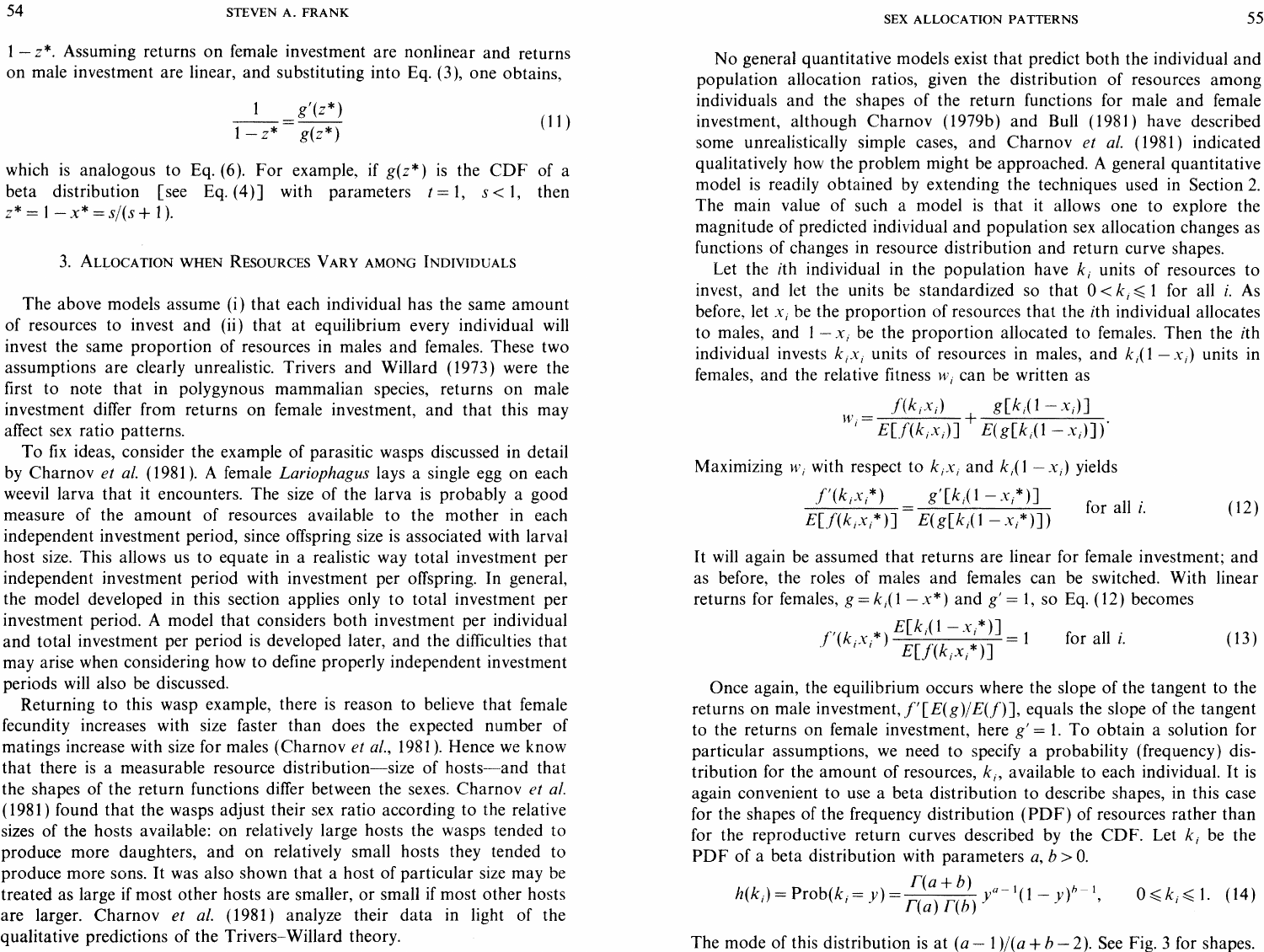$1 - z^*$. Assuming returns on female investment are nonlinear and returns on male investment are linear, and substituting into Eq. (3), one obtains,

$$\frac{1}{1 - z^*} = \frac{g'(z^*)}{g(z^*)} \tag{11}$$

which is analogous to Eq. (6). For example, if $g(z^*)$ is the CDF of a beta distribution [see Eq. (4)] with parameters $t = 1$, $s < 1$, then $z^* = 1 - x^* = s/(s+1)$.

## 3. Allocation when Resources Vary among Individuals

The above models assume (i) that each individual has the same amount of resources to invest and (ii) that at equilibrium every individual will invest the same proportion of resources in males and females. These two assumptions are clearly unrealistic. Trivers and Willard (1973) were the first to note that in polygynous mammalian species, returns on male investment differ from returns on female investment, and that this may affect sex ratio patterns.

To fix ideas, consider the example of parasitic wasps discussed in detail by Charnov *et al.* (1981). A female *Lariophagus* lays a single egg on each weevil larva that it encounters. The size of the larva is probably a good measure of the amount of resources available to the mother in each independent investment period, since offspring size is associated with larval host size. This allows us to equate in a realistic way total investment per independent investment period with investment per offspring. In general, the model developed in this section applies only to total investment per investment period. A model that considers both investment per individual and total investment per period is developed later, and the difficulties that may arise when considering how to define properly independent investment periods will also be discussed.

Returning to this wasp example, there is reason to believe that female fecundity increases with size faster than does the expected number of matings increase with size for males (Charnov *et al.*, 1981). Hence we know that there is a measurable resource distribution—size of hosts—and that the shapes of the return functions differ between the sexes. Charnov *et al.* (1981) found that the wasps adjust their sex ratio according to the relative sizes of the hosts available: on relatively large hosts the wasps tended to produce more daughters, and on relatively small hosts they tended to produce more sons. It was also shown that a host of particular size may be treated as large if most other hosts are smaller, or small if most other hosts are larger. Charnov *et al.* (1981) analyze their data in light of the qualitative predictions of the Trivers–Willard theory.

No general quantitative models exist that predict both the individual and population allocation ratios, given the distribution of resources among individuals and the shapes of the return functions for male and female investment, although Charnov (1979b) and Bull (1981) have described some unrealistically simple cases, and Charnov *et al.* (1981) indicated qualitatively how the problem might be approached. A general quantitative model is readily obtained by extending the techniques used in Section 2. The main value of such a model is that it allows one to explore the magnitude of predicted individual and population sex allocation changes as functions of changes in resource distribution and return curve shapes.

Let the $i$th individual in the population have $k_i$ units of resources to invest, and let the units be standardized so that $0 < k_i \leq 1$ for all $i$. As before, let $x_i$ be the proportion of resources that the $i$th individual allocates to males, and $1 - x_i$ be the proportion allocated to females. Then the $i$th individual invests $k_i x_i$ units of resources in males, and $k_i(1 - x_i)$ units in females, and the relative fitness $w_i$ can be written as

$$w_i = \frac{f(k_i x_i)}{E[f(k_i x_i)]} + \frac{g[k_i(1 - x_i)]}{E(g[k_i(1 - x_i)])}.$$

Maximizing $w_i$ with respect to $k_i x_i$ and $k_i(1 - x_i)$ yields

$$\frac{f'(k_i x_i^*)}{E[f(k_i x_i^*)]} = \frac{g'[k_i(1 - x_i^*)]}{E(g[k_i(1 - x_i^*)])} \quad \text{for all } i. \tag{12}$$

It will again be assumed that returns are linear for female investment; and as before, the roles of males and females can be switched. With linear returns for females, $g = k_i(1 - x^*)$ and $g' = 1$, so Eq. (12) becomes

$$f'(k_i x_i^*) \frac{E[k_i(1 - x_i^*)]}{E[f(k_i x_i^*)]} = 1 \quad \text{for all } i. \tag{13}$$

Once again, the equilibrium occurs where the slope of the tangent to the returns on male investment, $f'[E(g)/E(f)]$, equals the slope of the tangent to the returns on female investment, here $g' = 1$. To obtain a solution for particular assumptions, we need to specify a probability (frequency) distribution for the amount of resources, $k_i$, available to each individual. It is again convenient to use a beta distribution to describe shapes, in this case for the shapes of the frequency distribution (PDF) of resources rather than for the reproductive return curves described by the CDF. Let $k_i$ be the PDF of a beta distribution with parameters $a, b > 0$.

$$h(k_i) = \text{Prob}(k_i = y) = \frac{\Gamma(a + b)}{\Gamma(a)\,\Gamma(b)} y^{a-1}(1 - y)^{b-1}, \quad 0 \leq k_i \leq 1. \tag{14}$$

The mode of this distribution is at $(a - 1)/(a + b - 2)$. See Fig. 3 for shapes.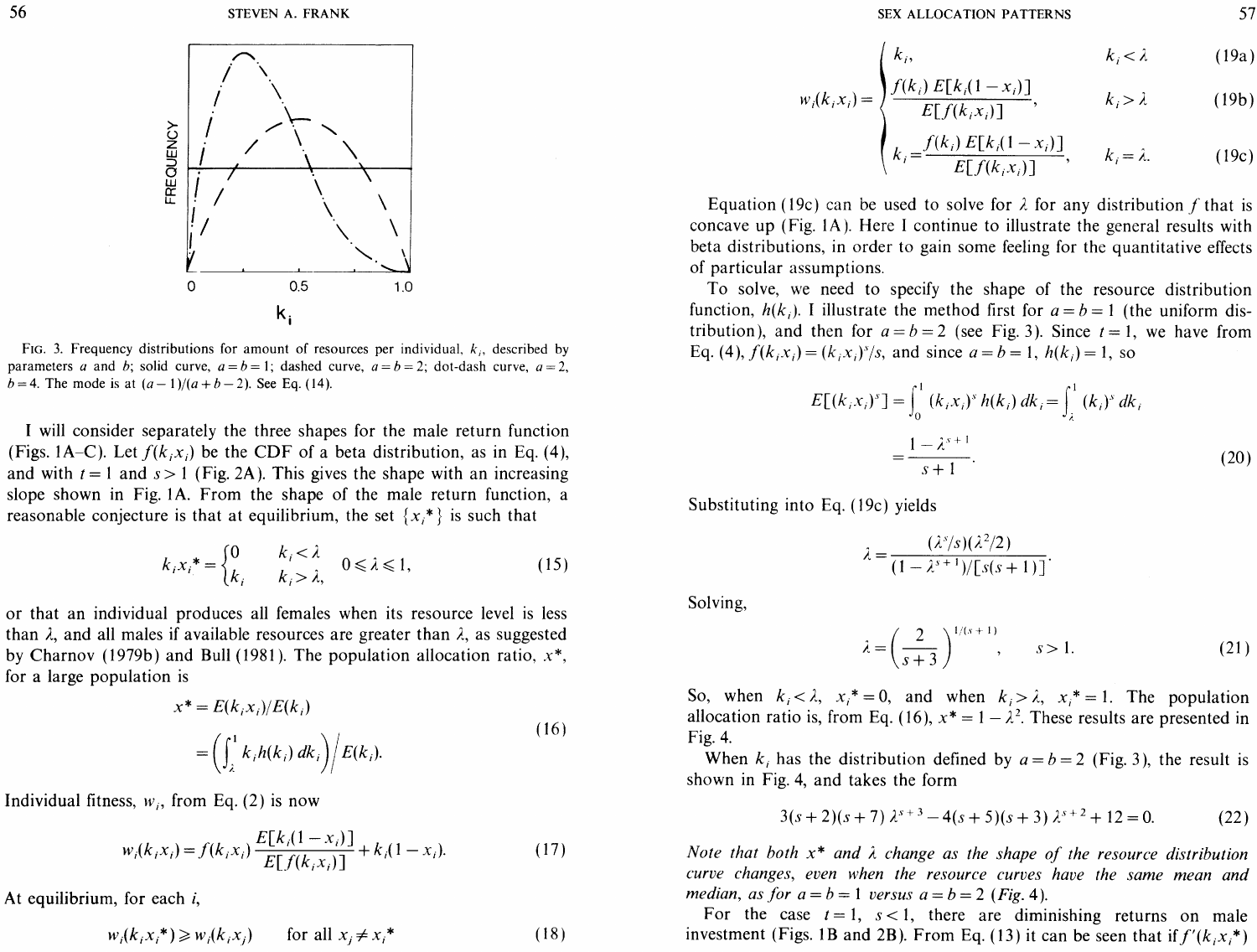FIG. 3. Frequency distributions for amount of resources per individual, $k_i$, described by parameters $a$ and $b$; solid curve, $a=b=1$; dashed curve, $a=b=2$; dot-dash curve, $a=2$, $b=4$. The mode is at $(a-1)/(a+b-2)$. See Eq. (14).

I will consider separately the three shapes for the male return function (Figs. 1A–C). Let $f(k_i x_i)$ be the CDF of a beta distribution, as in Eq. (4), and with $t=1$ and $s>1$ (Fig. 2A). This gives the shape with an increasing slope shown in Fig. 1A. From the shape of the male return function, a reasonable conjecture is that at equilibrium, the set $\{x_i^*\}$ is such that

$$k_i x_i^* = \begin{cases} 0 & k_i < \lambda \\ k_i & k_i > \lambda, \end{cases} \quad 0 \leqslant \lambda \leqslant 1, \tag{15}$$

or that an individual produces all females when its resource level is less than $\lambda$, and all males if available resources are greater than $\lambda$, as suggested by Charnov (1979b) and Bull (1981). The population allocation ratio, $x^*$, for a large population is

$$\begin{aligned} x^* &= E(k_i x_i)/E(k_i) \\ &= \left(\int_\lambda^1 k_i h(k_i)\, dk_i\right)\Big/ E(k_i). \end{aligned} \tag{16}$$

Individual fitness, $w_i$, from Eq. (2) is now

$$w_i(k_i x_i) = f(k_i x_i)\frac{E[k_i(1-x_i)]}{E[f(k_i x_i)]} + k_i(1-x_i). \tag{17}$$

At equilibrium, for each $i$,

$$w_i(k_i x_i^*) \geqslant w_i(k_i x_j) \quad \text{for all } x_j \neq x_i^* \tag{18}$$

$$w_i(k_i x_i) = \begin{cases} k_i, & k_i < \lambda & \text{(19a)} \\[4pt] \dfrac{f(k_i)\, E[k_i(1-x_i)]}{E[f(k_i x_i)]}, & k_i > \lambda & \text{(19b)} \\[8pt] k_i = \dfrac{f(k_i)\, E[k_i(1-x_i)]}{E[f(k_i x_i)]}, & k_i = \lambda. & \text{(19c)} \end{cases}$$

Equation (19c) can be used to solve for $\lambda$ for any distribution $f$ that is concave up (Fig. 1A). Here I continue to illustrate the general results with beta distributions, in order to gain some feeling for the quantitative effects of particular assumptions.

To solve, we need to specify the shape of the resource distribution function, $h(k_i)$. I illustrate the method first for $a=b=1$ (the uniform distribution), and then for $a=b=2$ (see Fig. 3). Since $t=1$, we have from Eq. (4), $f(k_i x_i) = (k_i x_i)^s/s$, and since $a=b=1$, $h(k_i)=1$, so

$$\begin{aligned} E[(k_i x_i)^s] &= \int_0^1 (k_i x_i)^s\, h(k_i)\, dk_i = \int_\lambda^1 (k_i)^s\, dk_i \\ &= \frac{1-\lambda^{s+1}}{s+1}. \end{aligned} \tag{20}$$

Substituting into Eq. (19c) yields

$$\lambda = \frac{(\lambda^s/s)(\lambda^2/2)}{(1-\lambda^{s+1})/[s(s+1)]}.$$

Solving,

$$\lambda = \left(\frac{2}{s+3}\right)^{1/(s+1)}, \quad s>1. \tag{21}$$

So, when $k_i < \lambda$, $x_i^* = 0$, and when $k_i > \lambda$, $x_i^* = 1$. The population allocation ratio is, from Eq. (16), $x^* = 1 - \lambda^2$. These results are presented in Fig. 4.

When $k_i$ has the distribution defined by $a=b=2$ (Fig. 3), the result is shown in Fig. 4, and takes the form

$$3(s+2)(s+7)\,\lambda^{s+3} - 4(s+5)(s+3)\,\lambda^{s+2} + 12 = 0. \tag{22}$$

*Note that both $x^*$ and $\lambda$ change as the shape of the resource distribution curve changes, even when the resource curves have the same mean and median, as for $a=b=1$ versus $a=b=2$ (Fig. 4).*

For the case $t=1$, $s<1$, there are diminishing returns on male investment (Figs. 1B and 2B). From Eq. (13) it can be seen that if $f'(k_i x_i^*)$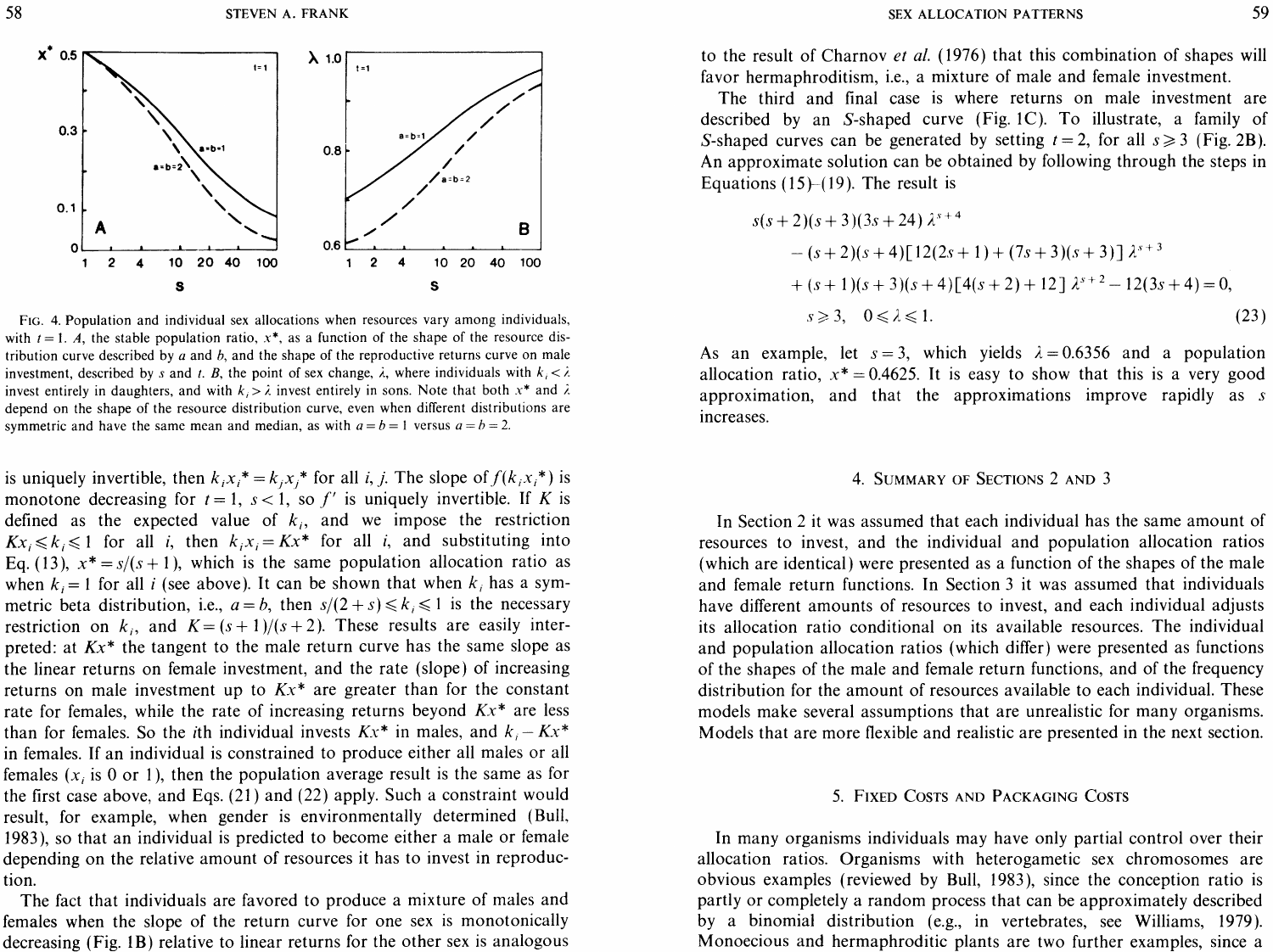FIG. 4. Population and individual sex allocations when resources vary among individuals, with $t = 1$. *A*, the stable population ratio, $x^*$, as a function of the shape of the resource distribution curve described by $a$ and $b$, and the shape of the reproductive returns curve on male investment, described by $s$ and $t$. *B*, the point of sex change, $\lambda$, where individuals with $k_i < \lambda$ invest entirely in daughters, and with $k_i > \lambda$ invest entirely in sons. Note that both $x^*$ and $\lambda$ depend on the shape of the resource distribution curve, even when different distributions are symmetric and have the same mean and median, as with $a = b = 1$ versus $a = b = 2$.

is uniquely invertible, then $k_i x_i^* = k_j x_j^*$ for all $i, j$. The slope of $f(k_i x_i^*)$ is monotone decreasing for $t = 1$, $s < 1$, so $f'$ is uniquely invertible. If $K$ is defined as the expected value of $k_i$, and we impose the restriction $Kx_i \leqslant k_i \leqslant 1$ for all $i$, then $k_i x_i = Kx^*$ for all $i$, and substituting into Eq. (13), $x^* = s/(s+1)$, which is the same population allocation ratio as when $k_i = 1$ for all $i$ (see above). It can be shown that when $k_i$ has a symmetric beta distribution, i.e., $a = b$, then $s/(2+s) \leqslant k_i \leqslant 1$ is the necessary restriction on $k_i$, and $K = (s+1)/(s+2)$. These results are easily interpreted: at $Kx^*$ the tangent to the male return curve has the same slope as the linear returns on female investment, and the rate (slope) of increasing returns on male investment up to $Kx^*$ are greater than for the constant rate for females, while the rate of increasing returns beyond $Kx^*$ are less than for females. So the $i$th individual invests $Kx^*$ in males, and $k_i - Kx^*$ in females. If an individual is constrained to produce either all males or all females ($x_i$ is 0 or 1), then the population average result is the same as for the first case above, and Eqs. (21) and (22) apply. Such a constraint would result, for example, when gender is environmentally determined (Bull, 1983), so that an individual is predicted to become either a male or female depending on the relative amount of resources it has to invest in reproduction.

The fact that individuals are favored to produce a mixture of males and females when the slope of the return curve for one sex is monotonically decreasing (Fig. 1B) relative to linear returns for the other sex is analogous to the result of Charnov *et al.* (1976) that this combination of shapes will favor hermaphroditism, i.e., a mixture of male and female investment.

The third and final case is where returns on male investment are described by an *S*-shaped curve (Fig. 1C). To illustrate, a family of *S*-shaped curves can be generated by setting $t = 2$, for all $s \geqslant 3$ (Fig. 2B). An approximate solution can be obtained by following through the steps in Equations (15)–(19). The result is

$$
\begin{aligned}
& s(s+2)(s+3)(3s+24)\,\lambda^{s+4} \\
& \quad - (s+2)(s+4)[12(2s+1) + (7s+3)(s+3)]\,\lambda^{s+3} \\
& \quad + (s+1)(s+3)(s+4)[4(s+2)+12]\,\lambda^{s+2} - 12(3s+4) = 0, \\
& \quad s \geqslant 3, \quad 0 \leqslant \lambda \leqslant 1.
\end{aligned} \tag{23}
$$

As an example, let $s = 3$, which yields $\lambda = 0.6356$ and a population allocation ratio, $x^* = 0.4625$. It is easy to show that this is a very good approximation, and that the approximations improve rapidly as $s$ increases.

## 4. Summary of Sections 2 and 3

In Section 2 it was assumed that each individual has the same amount of resources to invest, and the individual and population allocation ratios (which are identical) were presented as a function of the shapes of the male and female return functions. In Section 3 it was assumed that individuals have different amounts of resources to invest, and each individual adjusts its allocation ratio conditional on its available resources. The individual and population allocation ratios (which differ) were presented as functions of the shapes of the male and female return functions, and of the frequency distribution for the amount of resources available to each individual. These models make several assumptions that are unrealistic for many organisms. Models that are more flexible and realistic are presented in the next section.

## 5. Fixed Costs and Packaging Costs

In many organisms individuals may have only partial control over their allocation ratios. Organisms with heterogametic sex chromosomes are obvious examples (reviewed by Bull, 1983), since the conception ratio is partly or completely a random process that can be approximately described by a binomial distribution (e.g., in vertebrates, see Williams, 1979). Monoecious and hermaphroditic plants are two further examples, since a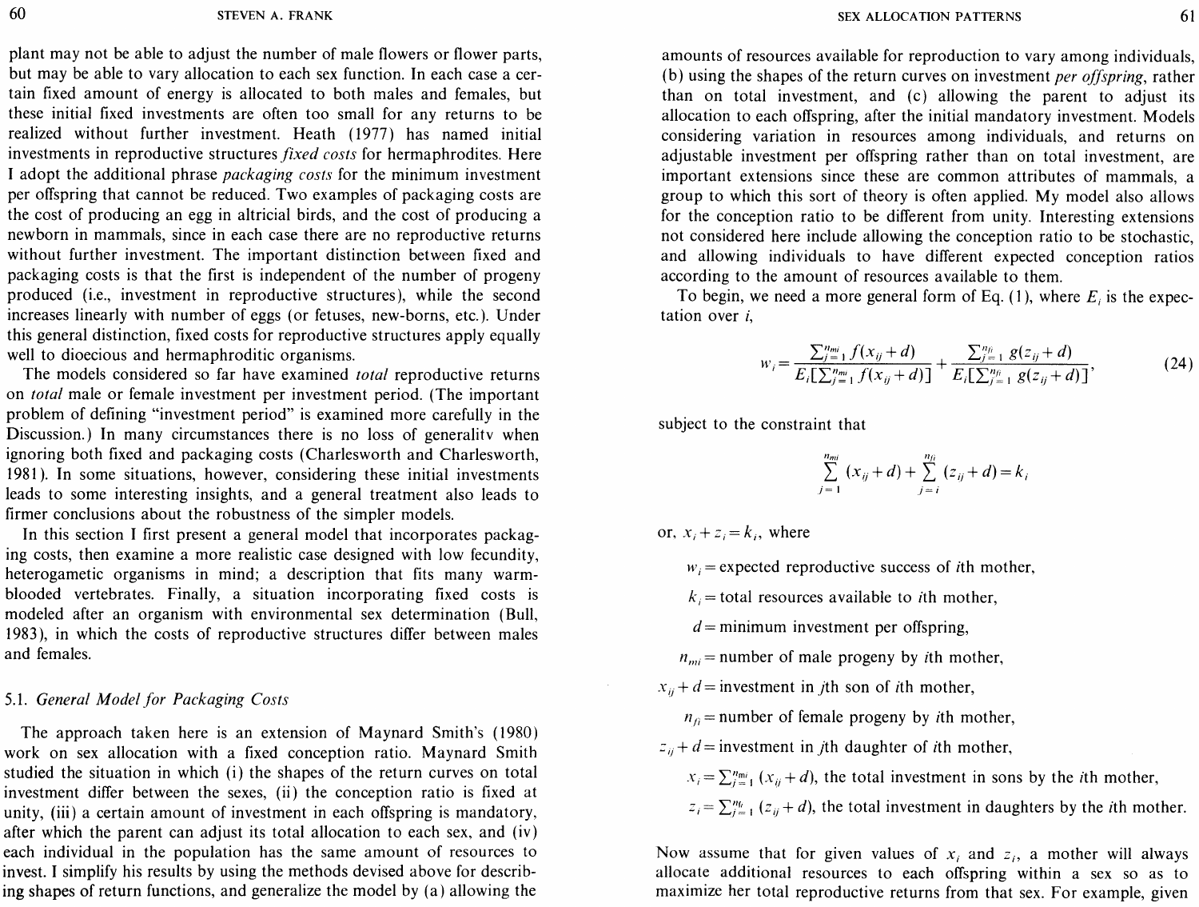plant may not be able to adjust the number of male flowers or flower parts, but may be able to vary allocation to each sex function. In each case a certain fixed amount of energy is allocated to both males and females, but these initial fixed investments are often too small for any returns to be realized without further investment. Heath (1977) has named initial investments in reproductive structures *fixed costs* for hermaphrodites. Here I adopt the additional phrase *packaging costs* for the minimum investment per offspring that cannot be reduced. Two examples of packaging costs are the cost of producing an egg in altricial birds, and the cost of producing a newborn in mammals, since in each case there are no reproductive returns without further investment. The important distinction between fixed and packaging costs is that the first is independent of the number of progeny produced (i.e., investment in reproductive structures), while the second increases linearly with number of eggs (or fetuses, new-borns, etc.). Under this general distinction, fixed costs for reproductive structures apply equally well to dioecious and hermaphroditic organisms.

The models considered so far have examined *total* reproductive returns on *total* male or female investment per investment period. (The important problem of defining "investment period" is examined more carefully in the Discussion.) In many circumstances there is no loss of generalitv when ignoring both fixed and packaging costs (Charlesworth and Charlesworth, 1981). In some situations, however, considering these initial investments leads to some interesting insights, and a general treatment also leads to firmer conclusions about the robustness of the simpler models.

In this section I first present a general model that incorporates packaging costs, then examine a more realistic case designed with low fecundity, heterogametic organisms in mind; a description that fits many warm-blooded vertebrates. Finally, a situation incorporating fixed costs is modeled after an organism with environmental sex determination (Bull, 1983), in which the costs of reproductive structures differ between males and females.

### 5.1. *General Model for Packaging Costs*

The approach taken here is an extension of Maynard Smith's (1980) work on sex allocation with a fixed conception ratio. Maynard Smith studied the situation in which (i) the shapes of the return curves on total investment differ between the sexes, (ii) the conception ratio is fixed at unity, (iii) a certain amount of investment in each offspring is mandatory, after which the parent can adjust its total allocation to each sex, and (iv) each individual in the population has the same amount of resources to invest. I simplify his results by using the methods devised above for describing shapes of return functions, and generalize the model by (a) allowing the amounts of resources available for reproduction to vary among individuals, (b) using the shapes of the return curves on investment *per offspring*, rather than on total investment, and (c) allowing the parent to adjust its allocation to each offspring, after the initial mandatory investment. Models considering variation in resources among individuals, and returns on adjustable investment per offspring rather than on total investment, are important extensions since these are common attributes of mammals, a group to which this sort of theory is often applied. My model also allows for the conception ratio to be different from unity. Interesting extensions not considered here include allowing the conception ratio to be stochastic, and allowing individuals to have different expected conception ratios according to the amount of resources available to them.

To begin, we need a more general form of Eq. (1), where $E_i$ is the expectation over $i$,

$$w_i = \frac{\sum_{j=1}^{n_{mi}} f(x_{ij}+d)}{E_i[\sum_{j=1}^{n_{mi}} f(x_{ij}+d)]} + \frac{\sum_{j=1}^{n_{fi}} g(z_{ij}+d)}{E_i[\sum_{j=1}^{n_{fi}} g(z_{ij}+d)]}, \tag{24}$$

subject to the constraint that

$$\sum_{j=1}^{n_{mi}} (x_{ij}+d) + \sum_{j=i}^{n_{fi}} (z_{ij}+d) = k_i$$

or, $x_i + z_i = k_i$, where

$w_i$ = expected reproductive success of $i$th mother,

$k_i$ = total resources available to $i$th mother,

$d$ = minimum investment per offspring,

$n_{mi}$ = number of male progeny by $i$th mother,

$x_{ij} + d$ = investment in $j$th son of $i$th mother,

$n_{fi}$ = number of female progeny by $i$th mother,

$z_{ij} + d$ = investment in $j$th daughter of $i$th mother,

$x_i = \sum_{j=1}^{n_{mi}} (x_{ij}+d)$, the total investment in sons by the $i$th mother,

$z_i = \sum_{j=1}^{n_{fi}} (z_{ij}+d)$, the total investment in daughters by the $i$th mother.

Now assume that for given values of $x_i$ and $z_i$, a mother will always allocate additional resources to each offspring within a sex so as to maximize her total reproductive returns from that sex. For example, given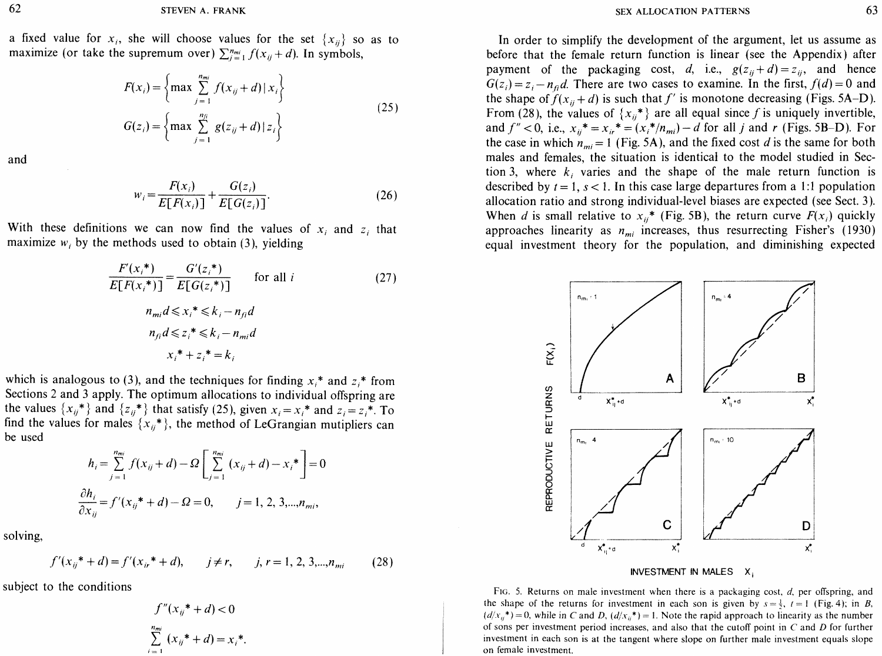a fixed value for $x_i$, she will choose values for the set $\{x_{ij}\}$ so as to maximize (or take the supremum over) $\sum_{j=1}^{n_{mi}} f(x_{ij}+d)$. In symbols,

$$F(x_i) = \left\{\max \sum_{j=1}^{n_{mi}} f(x_{ij}+d) \mid x_i\right\}$$
$$G(z_i) = \left\{\max \sum_{j=1}^{n_{fi}} g(z_{ij}+d) \mid z_i\right\} \tag{25}$$

and

$$w_i = \frac{F(x_i)}{E[F(x_i)]} + \frac{G(z_i)}{E[G(z_i)]}. \tag{26}$$

With these definitions we can now find the values of $x_i$ and $z_i$ that maximize $w_i$ by the methods used to obtain (3), yielding

$$\frac{F'(x_i^*)}{E[F(x_i^*)]} = \frac{G'(z_i^*)}{E[G(z_i^*)]} \quad \text{for all } i \tag{27}$$
$$n_{mi}d \leqslant x_i^* \leqslant k_i - n_{fi}d$$
$$n_{fi}d \leqslant z_i^* \leqslant k_i - n_{mi}d$$
$$x_i^* + z_i^* = k_i$$

which is analogous to (3), and the techniques for finding $x_i^*$ and $z_i^*$ from Sections 2 and 3 apply. The optimum allocations to individual offspring are the values $\{x_{ij}^*\}$ and $\{z_{ij}^*\}$ that satisfy (25), given $x_i = x_i^*$ and $z_i = z_i^*$. To find the values for males $\{x_{ij}^*\}$, the method of LeGrangian mutipliers can be used

$$h_i = \sum_{j=1}^{n_{mi}} f(x_{ij}+d) - \Omega\left[\sum_{j=1}^{n_{mi}} (x_{ij}+d) - x_i^*\right] = 0$$
$$\frac{\partial h_i}{\partial x_{ij}} = f'(x_{ij}^* + d) - \Omega = 0, \qquad j = 1, 2, 3, ..., n_{mi},$$

solving,

$$f'(x_{ij}^* + d) = f'(x_{ir}^* + d), \qquad j \neq r, \qquad j, r = 1, 2, 3, ..., n_{mi} \tag{28}$$

subject to the conditions

$$f''(x_{ij}^* + d) < 0$$
$$\sum_{j=1}^{n_{mi}} (x_{ij}^* + d) = x_i^*.$$

In order to simplify the development of the argument, let us assume as before that the female return function is linear (see the Appendix) after payment of the packaging cost, $d$, i.e., $g(z_{ij}+d) = z_{ij}$, and hence $G(z_i) = z_i - n_{fi}d$. There are two cases to examine. In the first, $f(d) = 0$ and the shape of $f(x_{ij}+d)$ is such that $f'$ is monotone decreasing (Figs. 5A–D). From (28), the values of $\{x_{ij}^*\}$ are all equal since $f$ is uniquely invertible, and $f'' < 0$, i.e., $x_{ij}^* = x_{ir}^* = (x_i^*/n_{mi}) - d$ for all $j$ and $r$ (Figs. 5B–D). For the case in which $n_{mi} = 1$ (Fig. 5A), and the fixed cost $d$ is the same for both males and females, the situation is identical to the model studied in Section 3, where $k_i$ varies and the shape of the male return function is described by $t = 1$, $s < 1$. In this case large departures from a 1:1 population allocation ratio and strong individual-level biases are expected (see Sect. 3). When $d$ is small relative to $x_{ij}^*$ (Fig. 5B), the return curve $F(x_i)$ quickly approaches linearity as $n_{mi}$ increases, thus resurrecting Fisher's (1930) equal investment theory for the population, and diminishing expected

FIG. 5. Returns on male investment when there is a packaging cost, $d$, per offspring, and the shape of the returns for investment in each son is given by $s = \frac{1}{2}$, $t = 1$ (Fig. 4); in B, $(d/x_{ij}^*) = 0$, while in C and D, $(d/x_{ij}^*) = 1$. Note the rapid approach to linearity as the number of sons per investment period increases, and also that the cutoff point in C and D for further investment in each son is at the tangent where slope on further male investment equals slope on female investment.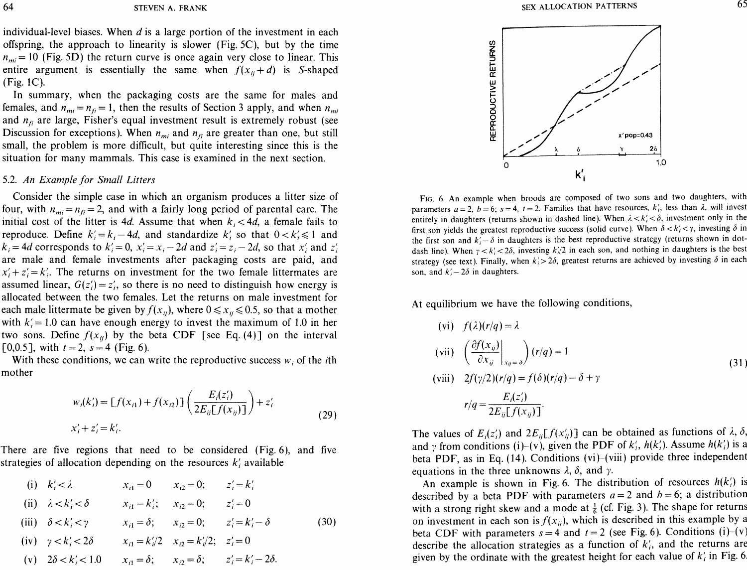individual-level biases. When $d$ is a large portion of the investment in each offspring, the approach to linearity is slower (Fig. 5C), but by the time $n_{mi} = 10$ (Fig. 5D) the return curve is once again very close to linear. This entire argument is essentially the same when $f(x_{ij} + d)$ is $S$-shaped (Fig. 1C).

In summary, when the packaging costs are the same for males and females, and $n_{mi} = n_{fi} = 1$, then the results of Section 3 apply, and when $n_{mi}$ and $n_{fi}$ are large, Fisher's equal investment result is extremely robust (see Discussion for exceptions). When $n_{mi}$ and $n_{fi}$ are greater than one, but still small, the problem is more difficult, but quite interesting since this is the situation for many mammals. This case is examined in the next section.

### 5.2. *An Example for Small Litters*

Consider the simple case in which an organism produces a litter size of four, with $n_{mi} = n_{fi} = 2$, and with a fairly long period of parental care. The initial cost of the litter is $4d$. Assume that when $k_i < 4d$, a female fails to reproduce. Define $k'_i = k_i - 4d$, and standardize $k'_i$ so that $0 < k'_i \leq 1$ and $k_i = 4d$ corresponds to $k'_i = 0$, $x'_i = x_i - 2d$ and $z'_i = z_i - 2d$, so that $x'_i$ and $z'_i$ are male and female investments after packaging costs are paid, and $x'_i + z'_i = k'_i$. The returns on investment for the two female littermates are assumed linear, $G(z'_i) = z'_i$, so there is no need to distinguish how energy is allocated between the two females. Let the returns on male investment for each male littermate be given by $f(x_{ij})$, where $0 \leq x_{ij} \leq 0.5$, so that a mother with $k'_i = 1.0$ can have enough energy to invest the maximum of 1.0 in her two sons. Define $f(x_{ij})$ by the beta CDF [see Eq. (4)] on the interval [0,0.5], with $t = 2$, $s = 4$ (Fig. 6).

With these conditions, we can write the reproductive success $w_i$ of the $i$th mother

$$w_i(k'_i) = [f(x_{i1}) + f(x_{i2})]\left(\frac{E_i(z'_i)}{2E_{ij}[f(x_{ij})]}\right) + z'_i \qquad (29)$$

$$x'_i + z'_i = k'_i.$$

There are five regions that need to be considered (Fig. 6), and five strategies of allocation depending on the resources $k'_i$ available

$$
\begin{array}{llll}
\text{(i)} \; k'_i < \lambda & x_{i1} = 0 & x_{i2} = 0; & z'_i = k'_i \\
\text{(ii)} \; \lambda < k'_i < \delta & x_{i1} = k'_i; & x_{i2} = 0; & z'_i = 0 \\
\text{(iii)} \; \delta < k'_i < \gamma & x_{i1} = \delta; & x_{i2} = 0; & z'_i = k'_i - \delta \\
\text{(iv)} \; \gamma < k'_i < 2\delta & x_{i1} = k'_i/2 & x_{i2} = k'_i/2; & z'_i = 0 \\
\text{(v)} \; 2\delta < k'_i < 1.0 & x_{i1} = \delta; & x_{i2} = \delta; & z'_i = k'_i - 2\delta.
\end{array} \qquad (30)
$$

FIG. 6. An example when broods are composed of two sons and two daughters, with parameters $a = 2$, $b = 6$; $s = 4$, $t = 2$. Families that have resources, $k'_i$, less than $\lambda$, will invest entirely in daughters (returns shown in dashed line). When $\lambda < k'_i < \delta$, investment only in the first son yields the greatest reproductive success (solid curve). When $\delta < k'_i < \gamma$, investing $\delta$ in the first son and $k'_i - \delta$ in daughters is the best reproductive strategy (returns shown in dot-dash line). When $\gamma < k'_i < 2\delta$, investing $k'_i/2$ in each son, and nothing in daughters is the best strategy (see text). Finally, when $k'_i > 2\delta$, greatest returns are achieved by investing $\delta$ in each son, and $k'_i - 2\delta$ in daughters.

At equilibrium we have the following conditions,

$$
\begin{array}{ll}
\text{(vi)} & f(\lambda)(r/q) = \lambda \\
\text{(vii)} & \left(\left.\dfrac{\partial f(x_{ij})}{\partial x_{ij}}\right|_{x_{ij} = \delta}\right)(r/q) = 1 \\
\text{(viii)} & 2f(\gamma/2)(r/q) = f(\delta)(r/q) - \delta + \gamma \\
& r/q = \dfrac{E_i(z'_i)}{2E_{ij}[f(x_{ij})]}.
\end{array} \qquad (31)
$$

The values of $E_i(z'_i)$ and $2E_{ij}[f(x'_{ij})]$ can be obtained as functions of $\lambda$, $\delta$, and $\gamma$ from conditions (i)–(v), given the PDF of $k'_i$, $h(k'_i)$. Assume $h(k'_i)$ is a beta PDF, as in Eq. (14). Conditions (vi)–(viii) provide three independent equations in the three unknowns $\lambda$, $\delta$, and $\gamma$.

An example is shown in Fig. 6. The distribution of resources $h(k'_i)$ is described by a beta PDF with parameters $a = 2$ and $b = 6$; a distribution with a strong right skew and a mode at $\frac{1}{6}$ (cf. Fig. 3). The shape for returns on investment in each son is $f(x_{ij})$, which is described in this example by a beta CDF with parameters $s = 4$ and $t = 2$ (see Fig. 6). Conditions (i)–(v) describe the allocation strategies as a function of $k'_i$, and the returns are given by the ordinate with the greatest height for each value of $k'_i$ in Fig. 6.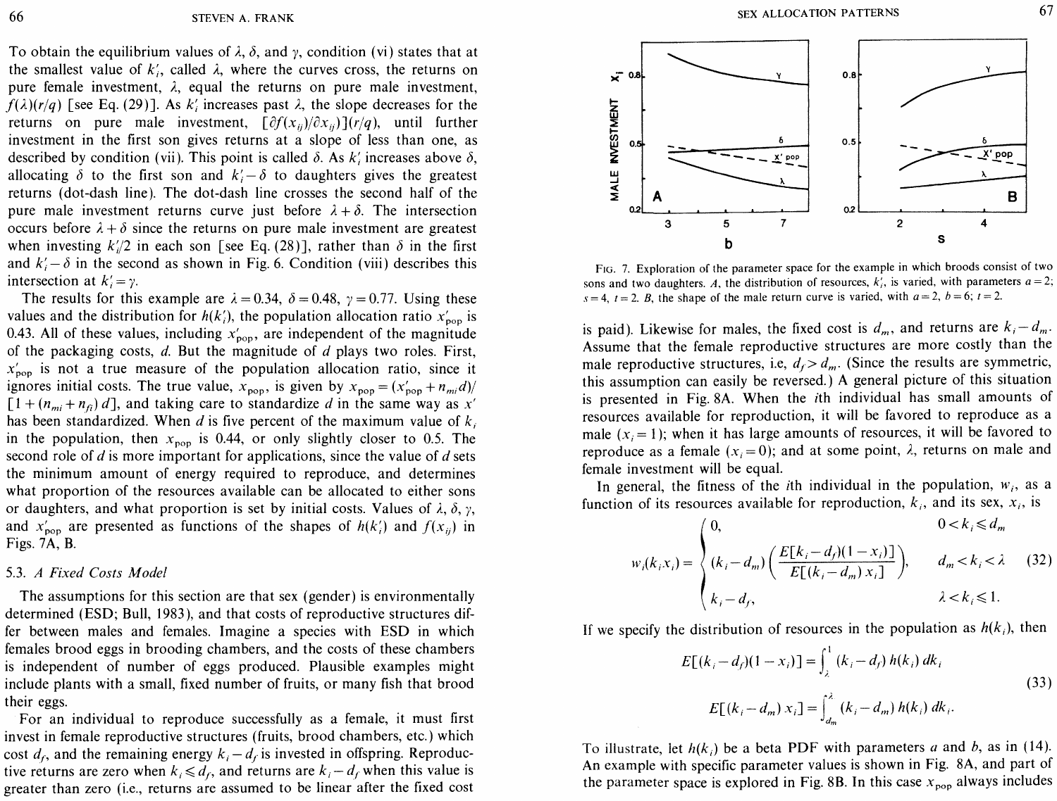To obtain the equilibrium values of $\lambda$, $\delta$, and $\gamma$, condition (vi) states that at the smallest value of $k_i'$, called $\lambda$, where the curves cross, the returns on pure female investment, $\lambda$, equal the returns on pure male investment, $f(\lambda)(r/q)$ [see Eq. (29)]. As $k_i'$ increases past $\lambda$, the slope decreases for the returns on pure male investment, $[\partial f(x_{ij})/\partial x_{ij})](r/q)$, until further investment in the first son gives returns at a slope of less than one, as described by condition (vii). This point is called $\delta$. As $k_i'$ increases above $\delta$, allocating $\delta$ to the first son and $k_i' - \delta$ to daughters gives the greatest returns (dot-dash line). The dot-dash line crosses the second half of the pure male investment returns curve just before $\lambda + \delta$. The intersection occurs before $\lambda + \delta$ since the returns on pure male investment are greatest when investing $k_i'/2$ in each son [see Eq. (28)], rather than $\delta$ in the first and $k_i' - \delta$ in the second as shown in Fig. 6. Condition (viii) describes this intersection at $k_i' = \gamma$.

The results for this example are $\lambda = 0.34$, $\delta = 0.48$, $\gamma = 0.77$. Using these values and the distribution for $h(k_i')$, the population allocation ratio $x'_{\text{pop}}$ is 0.43. All of these values, including $x'_{\text{pop}}$, are independent of the magnitude of the packaging costs, $d$. But the magnitude of $d$ plays two roles. First, $x'_{\text{pop}}$ is not a true measure of the population allocation ratio, since it ignores initial costs. The true value, $x_{\text{pop}}$, is given by $x_{\text{pop}} = (x'_{\text{pop}} + n_{mi} d)/[1 + (n_{mi} + n_{fi})\, d]$, and taking care to standardize $d$ in the same way as $x'$ has been standardized. When $d$ is five percent of the maximum value of $k_i$ in the population, then $x_{\text{pop}}$ is 0.44, or only slightly closer to 0.5. The second role of $d$ is more important for applications, since the value of $d$ sets the minimum amount of energy required to reproduce, and determines what proportion of the resources available can be allocated to either sons or daughters, and what proportion is set by initial costs. Values of $\lambda$, $\delta$, $\gamma$, and $x'_{\text{pop}}$ are presented as functions of the shapes of $h(k_i')$ and $f(x_{ij})$ in Figs. 7A, B.

### 5.3. A Fixed Costs Model

The assumptions for this section are that sex (gender) is environmentally determined (ESD; Bull, 1983), and that costs of reproductive structures differ between males and females. Imagine a species with ESD in which females brood eggs in brooding chambers, and the costs of these chambers is independent of number of eggs produced. Plausible examples might include plants with a small, fixed number of fruits, or many fish that brood their eggs.

For an individual to reproduce successfully as a female, it must first invest in female reproductive structures (fruits, brood chambers, etc.) which cost $d_f$, and the remaining energy $k_i - d_f$ is invested in offspring. Reproductive returns are zero when $k_i \leqslant d_f$, and returns are $k_i - d_f$ when this value is greater than zero (i.e., returns are assumed to be linear after the fixed cost is paid). Likewise for males, the fixed cost is $d_m$, and returns are $k_i - d_m$. Assume that the female reproductive structures are more costly than the male reproductive structures, i.e, $d_f > d_m$. (Since the results are symmetric, this assumption can easily be reversed.) A general picture of this situation is presented in Fig. 8A. When the $i$th individual has small amounts of resources available for reproduction, it will be favored to reproduce as a male ($x_i = 1$); when it has large amounts of resources, it will be favored to reproduce as a female ($x_i = 0$); and at some point, $\lambda$, returns on male and female investment will be equal.

In general, the fitness of the $i$th individual in the population, $w_i$, as a function of its resources available for reproduction, $k_i$, and its sex, $x_i$, is

$$w_i(k_i x_i) = \begin{cases} 0, & 0 < k_i \leqslant d_m \\ (k_i - d_m)\left(\dfrac{E[(k_i - d_f)(1 - x_i)]}{E[(k_i - d_m)\, x_i]}\right), & d_m < k_i < \lambda \\ k_i - d_f, & \lambda < k_i \leqslant 1. \end{cases} \tag{32}$$

If we specify the distribution of resources in the population as $h(k_i)$, then

$$E[(k_i - d_f)(1 - x_i)] = \int_\lambda^1 (k_i - d_f)\, h(k_i)\, dk_i$$
$$E[(k_i - d_m)\, x_i] = \int_{d_m}^\lambda (k_i - d_m)\, h(k_i)\, dk_i. \tag{33}$$

To illustrate, let $h(k_i)$ be a beta PDF with parameters $a$ and $b$, as in (14). An example with specific parameter values is shown in Fig. 8A, and part of the parameter space is explored in Fig. 8B. In this case $x_{\text{pop}}$ always includes

FIG. 7. Exploration of the parameter space for the example in which broods consist of two sons and two daughters. *A*, the distribution of resources, $k_i'$, is varied, with parameters $a = 2$; $s = 4$, $t = 2$. *B*, the shape of the male return curve is varied, with $a = 2$, $b = 6$; $t = 2$.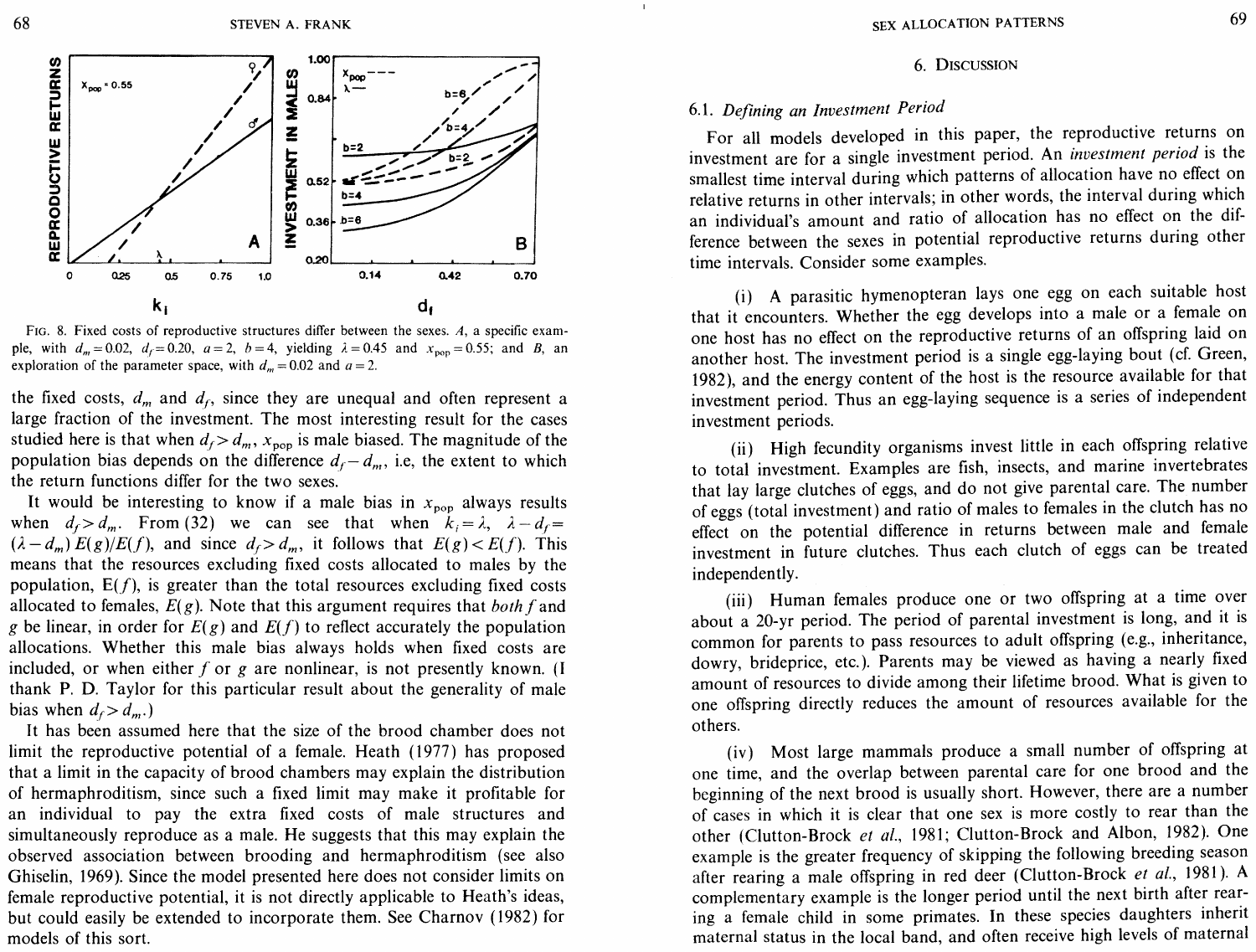FIG. 8. Fixed costs of reproductive structures differ between the sexes. *A*, a specific example, with $d_m = 0.02$, $d_f = 0.20$, $a = 2$, $b = 4$, yielding $\lambda = 0.45$ and $x_{pop} = 0.55$; and *B*, an exploration of the parameter space, with $d_m = 0.02$ and $a = 2$.

the fixed costs, $d_m$ and $d_f$, since they are unequal and often represent a large fraction of the investment. The most interesting result for the cases studied here is that when $d_f > d_m$, $x_{pop}$ is male biased. The magnitude of the population bias depends on the difference $d_f - d_m$, i.e, the extent to which the return functions differ for the two sexes.

It would be interesting to know if a male bias in $x_{pop}$ always results when $d_f > d_m$. From (32) we can see that when $k_i = \lambda$, $\lambda - d_f = (\lambda - d_m) E(g)/E(f)$, and since $d_f > d_m$, it follows that $E(g) < E(f)$. This means that the resources excluding fixed costs allocated to males by the population, $E(f)$, is greater than the total resources excluding fixed costs allocated to females, $E(g)$. Note that this argument requires that *both* $f$ and $g$ be linear, in order for $E(g)$ and $E(f)$ to reflect accurately the population allocations. Whether this male bias always holds when fixed costs are included, or when either $f$ or $g$ are nonlinear, is not presently known. (I thank P. D. Taylor for this particular result about the generality of male bias when $d_f > d_m$.)

It has been assumed here that the size of the brood chamber does not limit the reproductive potential of a female. Heath (1977) has proposed that a limit in the capacity of brood chambers may explain the distribution of hermaphroditism, since such a fixed limit may make it profitable for an individual to pay the extra fixed costs of male structures and simultaneously reproduce as a male. He suggests that this may explain the observed association between brooding and hermaphroditism (see also Ghiselin, 1969). Since the model presented here does not consider limits on female reproductive potential, it is not directly applicable to Heath's ideas, but could easily be extended to incorporate them. See Charnov (1982) for models of this sort.

## 6. Discussion

### 6.1. *Defining an Investment Period*

For all models developed in this paper, the reproductive returns on investment are for a single investment period. An *investment period* is the smallest time interval during which patterns of allocation have no effect on relative returns in other intervals; in other words, the interval during which an individual's amount and ratio of allocation has no effect on the difference between the sexes in potential reproductive returns during other time intervals. Consider some examples.

(i) A parasitic hymenopteran lays one egg on each suitable host that it encounters. Whether the egg develops into a male or a female on one host has no effect on the reproductive returns of an offspring laid on another host. The investment period is a single egg-laying bout (cf. Green, 1982), and the energy content of the host is the resource available for that investment period. Thus an egg-laying sequence is a series of independent investment periods.

(ii) High fecundity organisms invest little in each offspring relative to total investment. Examples are fish, insects, and marine invertebrates that lay large clutches of eggs, and do not give parental care. The number of eggs (total investment) and ratio of males to females in the clutch has no effect on the potential difference in returns between male and female investment in future clutches. Thus each clutch of eggs can be treated independently.

(iii) Human females produce one or two offspring at a time over about a 20-yr period. The period of parental investment is long, and it is common for parents to pass resources to adult offspring (e.g., inheritance, dowry, brideprice, etc.). Parents may be viewed as having a nearly fixed amount of resources to divide among their lifetime brood. What is given to one offspring directly reduces the amount of resources available for the others.

(iv) Most large mammals produce a small number of offspring at one time, and the overlap between parental care for one brood and the beginning of the next brood is usually short. However, there are a number of cases in which it is clear that one sex is more costly to rear than the other (Clutton-Brock *et al.*, 1981; Clutton-Brock and Albon, 1982). One example is the greater frequency of skipping the following breeding season after rearing a male offspring in red deer (Clutton-Brock *et al.*, 1981). A complementary example is the longer period until the next birth after rearing a female child in some primates. In these species daughters inherit maternal status in the local band, and often receive high levels of maternal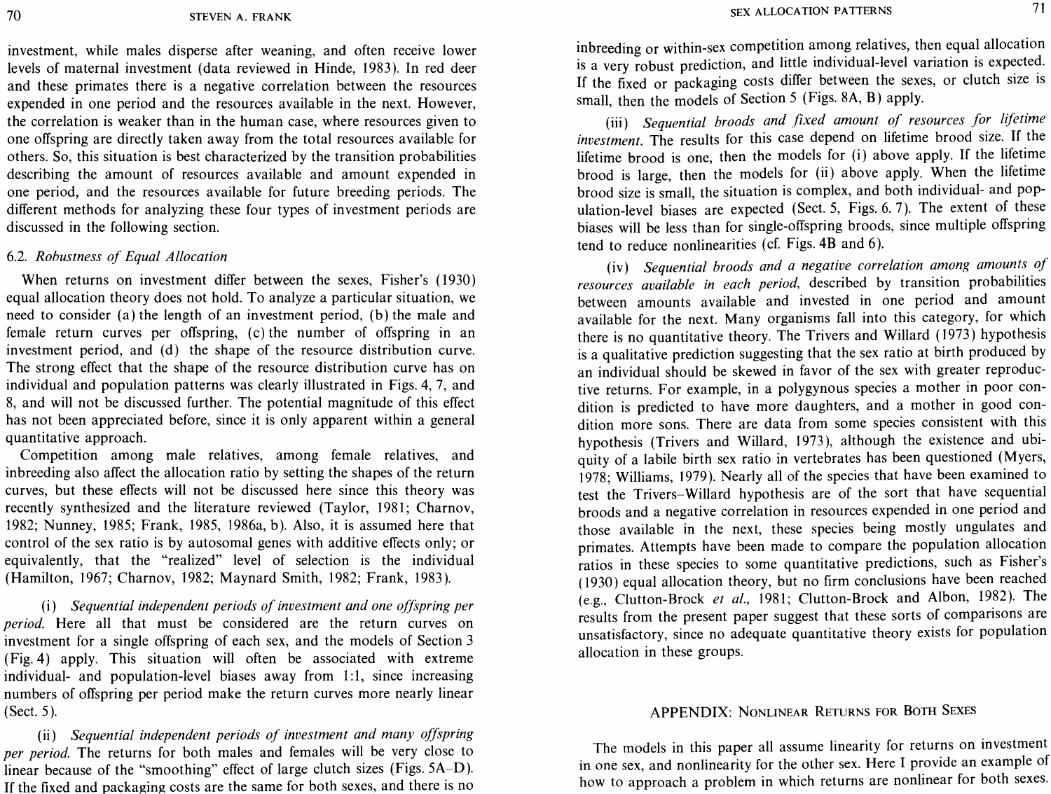investment, while males disperse after weaning, and often receive lower levels of maternal investment (data reviewed in Hinde, 1983). In red deer and these primates there is a negative correlation between the resources expended in one period and the resources available in the next. However, the correlation is weaker than in the human case, where resources given to one offspring are directly taken away from the total resources available for others. So, this situation is best characterized by the transition probabilities describing the amount of resources available and amount expended in one period, and the resources available for future breeding periods. The different methods for analyzing these four types of investment periods are discussed in the following section.

### 6.2. *Robustness of Equal Allocation*

When returns on investment differ between the sexes, Fisher's (1930) equal allocation theory does not hold. To analyze a particular situation, we need to consider (a) the length of an investment period, (b) the male and female return curves per offspring, (c) the number of offspring in an investment period, and (d) the shape of the resource distribution curve. The strong effect that the shape of the resource distribution curve has on individual and population patterns was clearly illustrated in Figs. 4, 7, and 8, and will not be discussed further. The potential magnitude of this effect has not been appreciated before, since it is only apparent within a general quantitative approach.

Competition among male relatives, among female relatives, and inbreeding also affect the allocation ratio by setting the shapes of the return curves, but these effects will not be discussed here since this theory was recently synthesized and the literature reviewed (Taylor, 1981; Charnov, 1982; Nunney, 1985; Frank, 1985, 1986a, b). Also, it is assumed here that control of the sex ratio is by autosomal genes with additive effects only; or equivalently, that the "realized" level of selection is the individual (Hamilton, 1967; Charnov, 1982; Maynard Smith, 1982; Frank, 1983).

(i) *Sequential independent periods of investment and one offspring per period.* Here all that must be considered are the return curves on investment for a single offspring of each sex, and the models of Section 3 (Fig. 4) apply. This situation will often be associated with extreme individual- and population-level biases away from 1:1, since increasing numbers of offspring per period make the return curves more nearly linear (Sect. 5).

(ii) *Sequential independent periods of investment and many offspring per period.* The returns for both males and females will be very close to linear because of the "smoothing" effect of large clutch sizes (Figs. 5A–D). If the fixed and packaging costs are the same for both sexes, and there is no inbreeding or within-sex competition among relatives, then equal allocation is a very robust prediction, and little individual-level variation is expected. If the fixed or packaging costs differ between the sexes, or clutch size is small, then the models of Section 5 (Figs. 8A, B) apply.

(iii) *Sequential broods and fixed amount of resources for lifetime investment.* The results for this case depend on lifetime brood size. If the lifetime brood is one, then the models for (i) above apply. If the lifetime brood is large, then the models for (ii) above apply. When the lifetime brood size is small, the situation is complex, and both individual- and population-level biases are expected (Sect. 5, Figs. 6, 7). The extent of these biases will be less than for single-offspring broods, since multiple offspring tend to reduce nonlinearities (cf. Figs. 4B and 6).

(iv) *Sequential broods and a negative correlation among amounts of resources available in each period,* described by transition probabilities between amounts available and invested in one period and amount available for the next. Many organisms fall into this category, for which there is no quantitative theory. The Trivers and Willard (1973) hypothesis is a qualitative prediction suggesting that the sex ratio at birth produced by an individual should be skewed in favor of the sex with greater reproductive returns. For example, in a polygynous species a mother in poor condition is predicted to have more daughters, and a mother in good condition more sons. There are data from some species consistent with this hypothesis (Trivers and Willard, 1973), although the existence and ubiquity of a labile birth sex ratio in vertebrates has been questioned (Myers, 1978; Williams, 1979). Nearly all of the species that have been examined to test the Trivers–Willard hypothesis are of the sort that have sequential broods and a negative correlation in resources expended in one period and those available in the next, these species being mostly ungulates and primates. Attempts have been made to compare the population allocation ratios in these species to some quantitative predictions, such as Fisher's (1930) equal allocation theory, but no firm conclusions have been reached (e.g., Clutton-Brock *et al.*, 1981; Clutton-Brock and Albon, 1982). The results from the present paper suggest that these sorts of comparisons are unsatisfactory, since no adequate quantitative theory exists for population allocation in these groups.

## APPENDIX: Nonlinear Returns for Both Sexes

The models in this paper all assume linearity for returns on investment in one sex, and nonlinearity for the other sex. Here I provide an example of how to approach a problem in which returns are nonlinear for both sexes.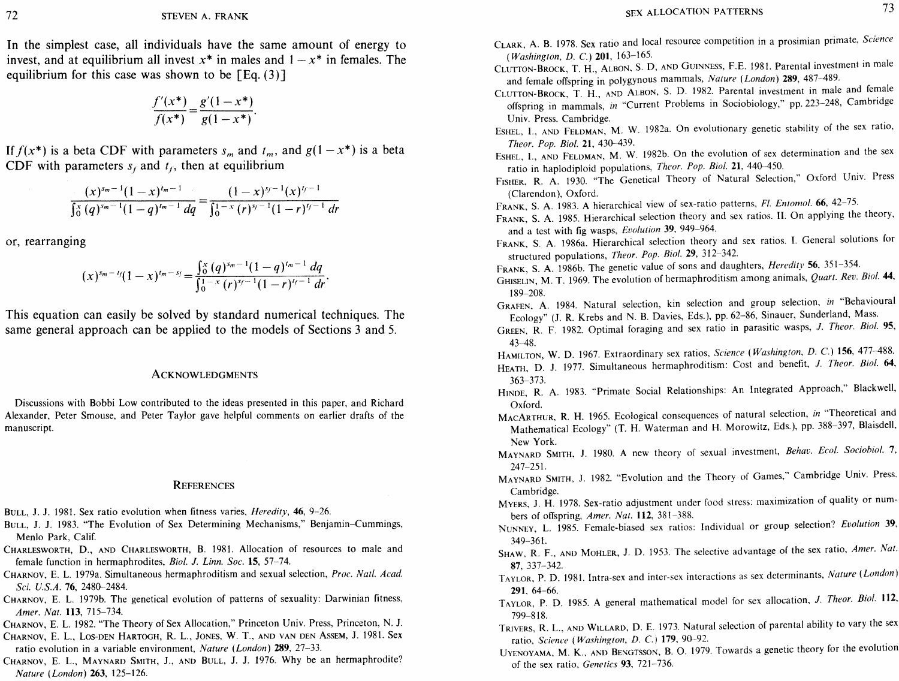In the simplest case, all individuals have the same amount of energy to invest, and at equilibrium all invest $x^*$ in males and $1 - x^*$ in females. The equilibrium for this case was shown to be [Eq. (3)]

$$\frac{f'(x^*)}{f(x^*)} = \frac{g'(1-x^*)}{g(1-x^*)}.$$

If $f(x^*)$ is a beta CDF with parameters $s_m$ and $t_m$, and $g(1-x^*)$ is a beta CDF with parameters $s_f$ and $t_f$, then at equilibrium

$$\frac{(x)^{s_m-1}(1-x)^{t_m-1}}{\int_0^x (q)^{s_m-1}(1-q)^{t_m-1}\,dq} = \frac{(1-x)^{s_f-1}(x)^{t_f-1}}{\int_0^{1-x} (r)^{s_f-1}(1-r)^{t_f-1}\,dr}$$

or, rearranging

$$(x)^{s_m-t_f}(1-x)^{t_m-s_f} = \frac{\int_0^x (q)^{s_m-1}(1-q)^{t_m-1}\,dq}{\int_0^{1-x} (r)^{s_f-1}(1-r)^{t_f-1}\,dr}.$$

This equation can easily be solved by standard numerical techniques. The same general approach can be applied to the models of Sections 3 and 5.

## Acknowledgments

Discussions with Bobbi Low contributed to the ideas presented in this paper, and Richard Alexander, Peter Smouse, and Peter Taylor gave helpful comments on earlier drafts of the manuscript.

## References

Bull, J. J. 1981. Sex ratio evolution when fitness varies, *Heredity*, **46**, 9–26.

Bull, J. J. 1983. "The Evolution of Sex Determining Mechanisms," Benjamin–Cummings, Menlo Park, Calif.

Charlesworth, D., and Charlesworth, B. 1981. Allocation of resources to male and female function in hermaphrodites, *Biol. J. Linn. Soc.* **15**, 57–74.

Charnov, E. L. 1979a. Simultaneous hermaphroditism and sexual selection, *Proc. Natl. Acad. Sci. U.S.A.* **76**, 2480–2484.

Charnov, E. L. 1979b. The genetical evolution of patterns of sexuality: Darwinian fitness, *Amer. Nat.* **113**, 715–734.

Charnov, E. L. 1982. "The Theory of Sex Allocation," Princeton Univ. Press, Princeton, N. J.

Charnov, E. L., Los-den Hartogh, R. L., Jones, W. T., and van den Assem, J. 1981. Sex ratio evolution in a variable environment, *Nature (London)* **289**, 27–33.

Charnov, E. L., Maynard Smith, J., and Bull, J. J. 1976. Why be an hermaphrodite? *Nature (London)* **263**, 125–126.

Clark, A. B. 1978. Sex ratio and local resource competition in a prosimian primate, *Science (Washington, D. C.)* **201**, 163–165.

Clutton-Brock, T. H., Albon, S. D, and Guinness, F.E. 1981. Parental investment in male and female offspring in polygynous mammals, *Nature (London)* **289**, 487–489.

Clutton-Brock, T. H., and Albon, S. D. 1982. Parental investment in male and female offspring in mammals, *in* "Current Problems in Sociobiology," pp. 223–248, Cambridge Univ. Press. Cambridge.

Eshel, I., and Feldman, M. W. 1982a. On evolutionary genetic stability of the sex ratio, *Theor. Pop. Biol.* **21**, 430–439.

Eshel, I., and Feldman, M. W. 1982b. On the evolution of sex determination and the sex ratio in haplodiploid populations, *Theor. Pop. Biol.* **21**, 440–450.

Fisher, R. A. 1930. "The Genetical Theory of Natural Selection," Oxford Univ. Press (Clarendon), Oxford.

Frank, S. A. 1983. A hierarchical view of sex-ratio patterns, *Fl. Entomol.* **66**, 42–75.

Frank, S. A. 1985. Hierarchical selection theory and sex ratios. II. On applying the theory, and a test with fig wasps, *Evolution* **39**, 949–964.

Frank, S. A. 1986a. Hierarchical selection theory and sex ratios. I. General solutions for structured populations, *Theor. Pop. Biol.* **29**, 312–342.

Frank, S. A. 1986b. The genetic value of sons and daughters, *Heredity* **56**, 351–354.

Ghiselin, M. T. 1969. The evolution of hermaphroditism among animals, *Quart. Rev. Biol.* **44**, 189–208.

Grafen, A. 1984. Natural selection, kin selection and group selection, *in* "Behavioural Ecology" (J. R. Krebs and N. B. Davies, Eds.), pp. 62–86, Sinauer, Sunderland, Mass.

Green, R. F. 1982. Optimal foraging and sex ratio in parasitic wasps, *J. Theor. Biol.* **95**, 43–48.

Hamilton, W. D. 1967. Extraordinary sex ratios, *Science (Washington, D. C.)* **156**, 477–488.

Heath, D. J. 1977. Simultaneous hermaphroditism: Cost and benefit, *J. Theor. Biol.* **64**, 363–373.

Hinde, R. A. 1983. "Primate Social Relationships: An Integrated Approach," Blackwell, Oxford.

MacArthur, R. H. 1965. Ecological consequences of natural selection, *in* "Theoretical and Mathematical Ecology" (T. H. Waterman and H. Morowitz, Eds.), pp. 388–397, Blaisdell, New York.

Maynard Smith, J. 1980. A new theory of sexual investment, *Behav. Ecol. Sociobiol.* **7**, 247–251.

Maynard Smith, J. 1982. "Evolution and the Theory of Games," Cambridge Univ. Press. Cambridge.

Myers, J. H. 1978. Sex-ratio adjustment under food stress: maximization of quality or numbers of offspring, *Amer. Nat.* **112**, 381–388.

Nunney, L. 1985. Female-biased sex ratios: Individual or group selection? *Evolution* **39**, 349–361.

Shaw, R. F., and Mohler, J. D. 1953. The selective advantage of the sex ratio, *Amer. Nat.* **87**, 337–342.

Taylor, P. D. 1981. Intra-sex and inter-sex interactions as sex determinants, *Nature (London)* **291**, 64–66.

Taylor, P. D. 1985. A general mathematical model for sex allocation, *J. Theor. Biol.* **112**, 799–818.

Trivers, R. L., and Willard, D. E. 1973. Natural selection of parental ability to vary the sex ratio, *Science (Washington, D. C.)* **179**, 90–92.

Uyenoyama, M. K., and Bengtsson, B. O. 1979. Towards a genetic theory for the evolution of the sex ratio, *Genetics* **93**, 721–736.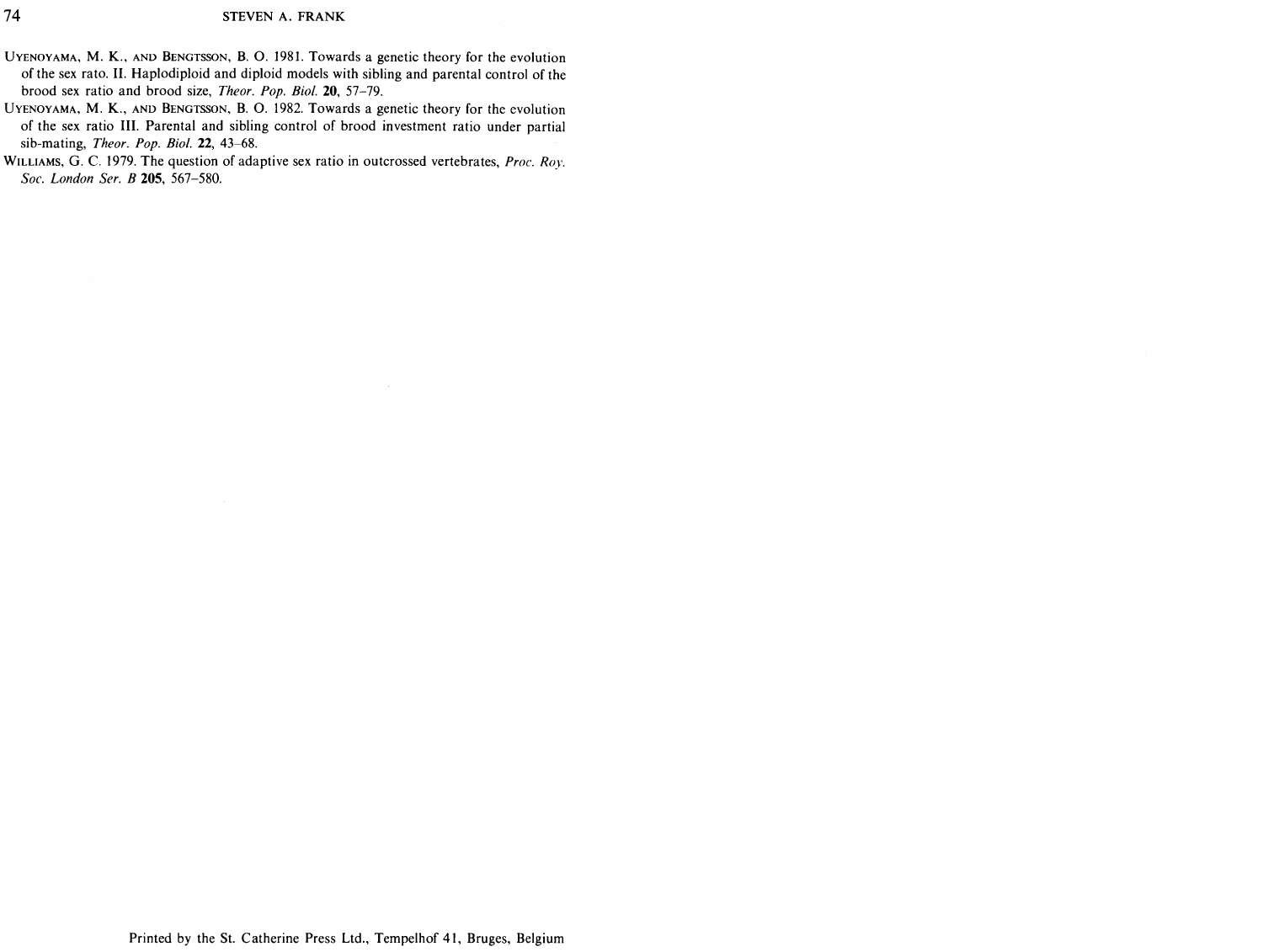UYENOYAMA, M. K., AND BENGTSSON, B. O. 1981. Towards a genetic theory for the evolution of the sex rato. II. Haplodiploid and diploid models with sibling and parental control of the brood sex ratio and brood size, *Theor. Pop. Biol.* **20**, 57–79.

UYENOYAMA, M. K., AND BENGTSSON, B. O. 1982. Towards a genetic theory for the evolution of the sex ratio III. Parental and sibling control of brood investment ratio under partial sib-mating, *Theor. Pop. Biol.* **22**, 43–68.

WILLIAMS, G. C. 1979. The question of adaptive sex ratio in outcrossed vertebrates, *Proc. Roy. Soc. London Ser. B* **205**, 567–580.

Printed by the St. Catherine Press Ltd., Tempelhof 41, Bruges, Belgium